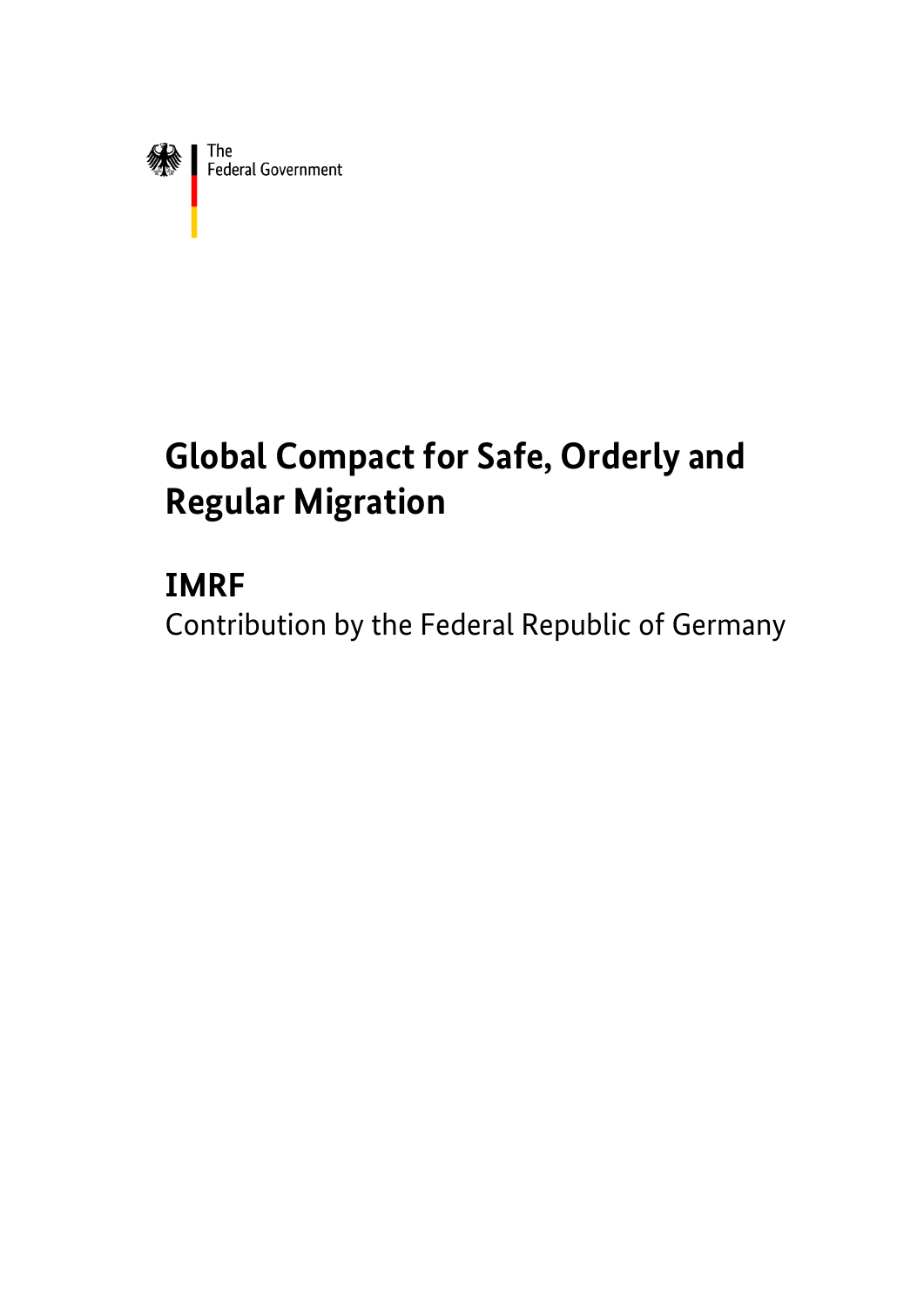The
Federal Government

# Global Compact for Safe, Orderly and Regular Migration

## IMRF

Contribution by the Federal Republic of Germany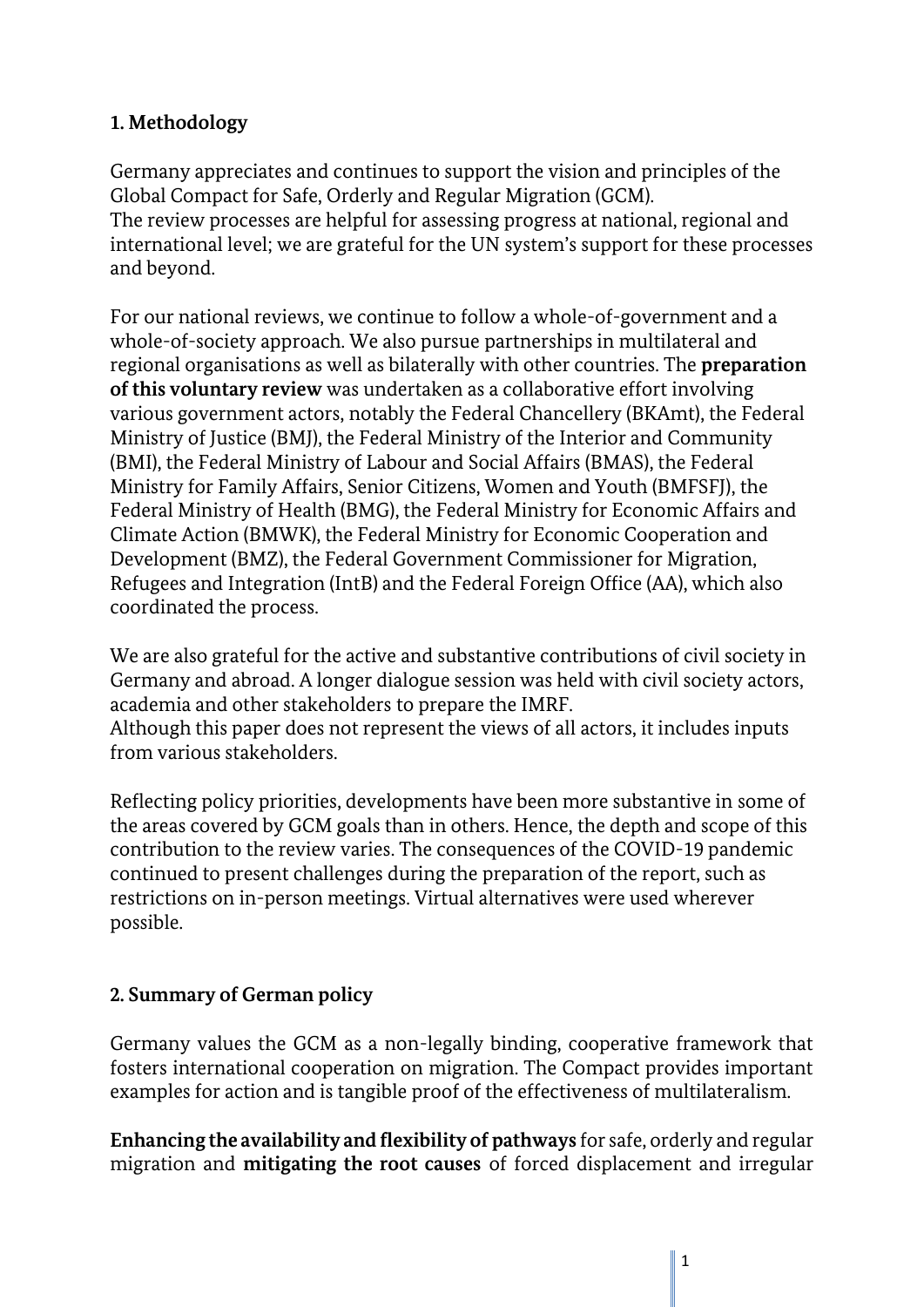## 1. Methodology

Germany appreciates and continues to support the vision and principles of the Global Compact for Safe, Orderly and Regular Migration (GCM).
The review processes are helpful for assessing progress at national, regional and international level; we are grateful for the UN system's support for these processes and beyond.

For our national reviews, we continue to follow a whole-of-government and a whole-of-society approach. We also pursue partnerships in multilateral and regional organisations as well as bilaterally with other countries. The **preparation of this voluntary review** was undertaken as a collaborative effort involving various government actors, notably the Federal Chancellery (BKAmt), the Federal Ministry of Justice (BMJ), the Federal Ministry of the Interior and Community (BMI), the Federal Ministry of Labour and Social Affairs (BMAS), the Federal Ministry for Family Affairs, Senior Citizens, Women and Youth (BMFSFJ), the Federal Ministry of Health (BMG), the Federal Ministry for Economic Affairs and Climate Action (BMWK), the Federal Ministry for Economic Cooperation and Development (BMZ), the Federal Government Commissioner for Migration, Refugees and Integration (IntB) and the Federal Foreign Office (AA), which also coordinated the process.

We are also grateful for the active and substantive contributions of civil society in Germany and abroad. A longer dialogue session was held with civil society actors, academia and other stakeholders to prepare the IMRF.
Although this paper does not represent the views of all actors, it includes inputs from various stakeholders.

Reflecting policy priorities, developments have been more substantive in some of the areas covered by GCM goals than in others. Hence, the depth and scope of this contribution to the review varies. The consequences of the COVID-19 pandemic continued to present challenges during the preparation of the report, such as restrictions on in-person meetings. Virtual alternatives were used wherever possible.

## 2. Summary of German policy

Germany values the GCM as a non-legally binding, cooperative framework that fosters international cooperation on migration. The Compact provides important examples for action and is tangible proof of the effectiveness of multilateralism.

**Enhancing the availability and flexibility of pathways** for safe, orderly and regular migration and **mitigating the root causes** of forced displacement and irregular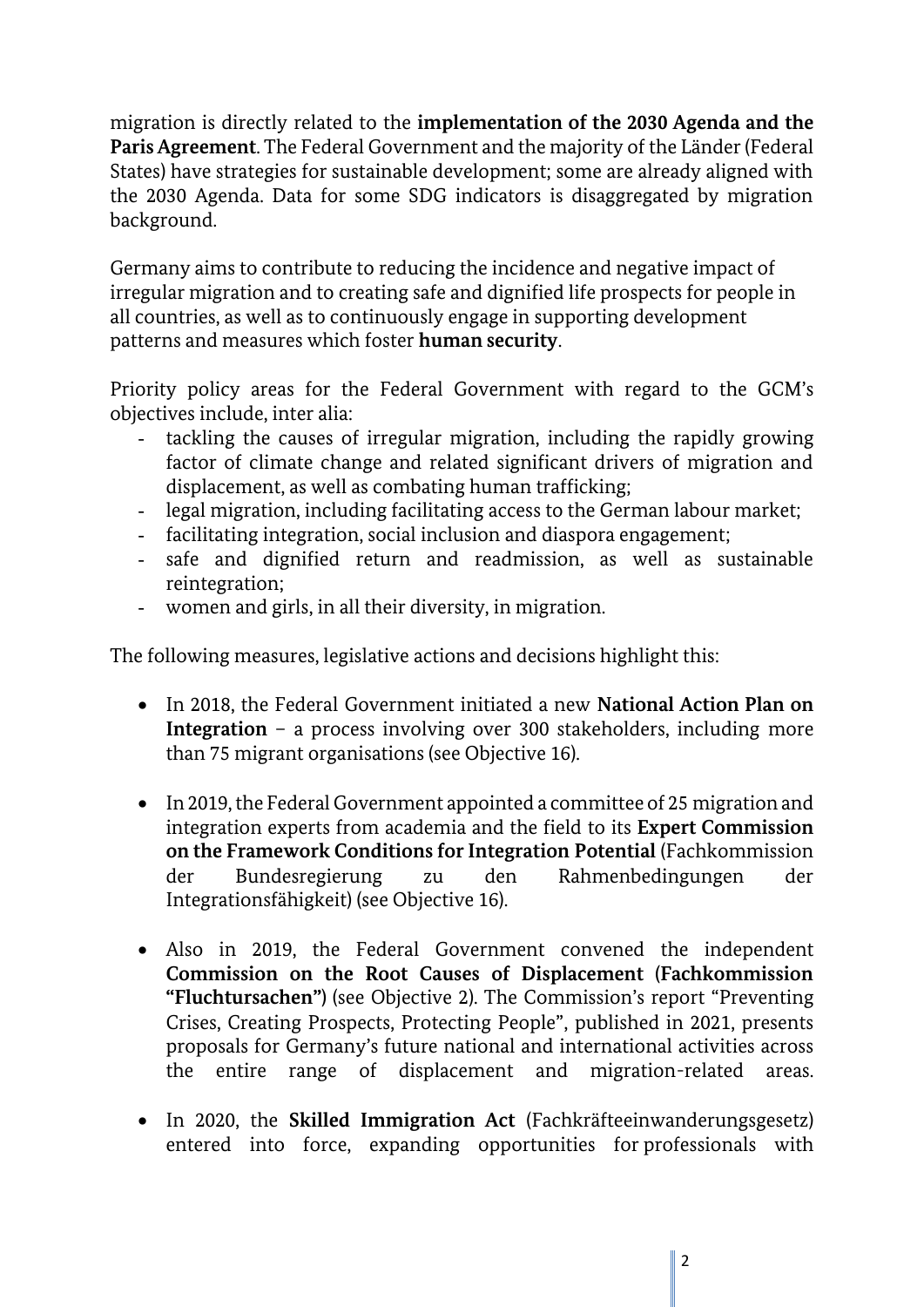migration is directly related to the **implementation of the 2030 Agenda and the Paris Agreement**. The Federal Government and the majority of the Länder (Federal States) have strategies for sustainable development; some are already aligned with the 2030 Agenda. Data for some SDG indicators is disaggregated by migration background.

Germany aims to contribute to reducing the incidence and negative impact of irregular migration and to creating safe and dignified life prospects for people in all countries, as well as to continuously engage in supporting development patterns and measures which foster **human security**.

Priority policy areas for the Federal Government with regard to the GCM's objectives include, inter alia:

- tackling the causes of irregular migration, including the rapidly growing factor of climate change and related significant drivers of migration and displacement, as well as combating human trafficking;
- legal migration, including facilitating access to the German labour market;
- facilitating integration, social inclusion and diaspora engagement;
- safe and dignified return and readmission, as well as sustainable reintegration;
- women and girls, in all their diversity, in migration.

The following measures, legislative actions and decisions highlight this:

- In 2018, the Federal Government initiated a new **National Action Plan on Integration** – a process involving over 300 stakeholders, including more than 75 migrant organisations (see Objective 16).

- In 2019, the Federal Government appointed a committee of 25 migration and integration experts from academia and the field to its **Expert Commission on the Framework Conditions for Integration Potential** (Fachkommission der Bundesregierung zu den Rahmenbedingungen der Integrationsfähigkeit) (see Objective 16).

- Also in 2019, the Federal Government convened the independent **Commission on the Root Causes of Displacement (Fachkommission "Fluchtursachen")** (see Objective 2). The Commission's report "Preventing Crises, Creating Prospects, Protecting People", published in 2021, presents proposals for Germany's future national and international activities across the entire range of displacement and migration-related areas.

- In 2020, the **Skilled Immigration Act** (Fachkräfteeinwanderungsgesetz) entered into force, expanding opportunities for professionals with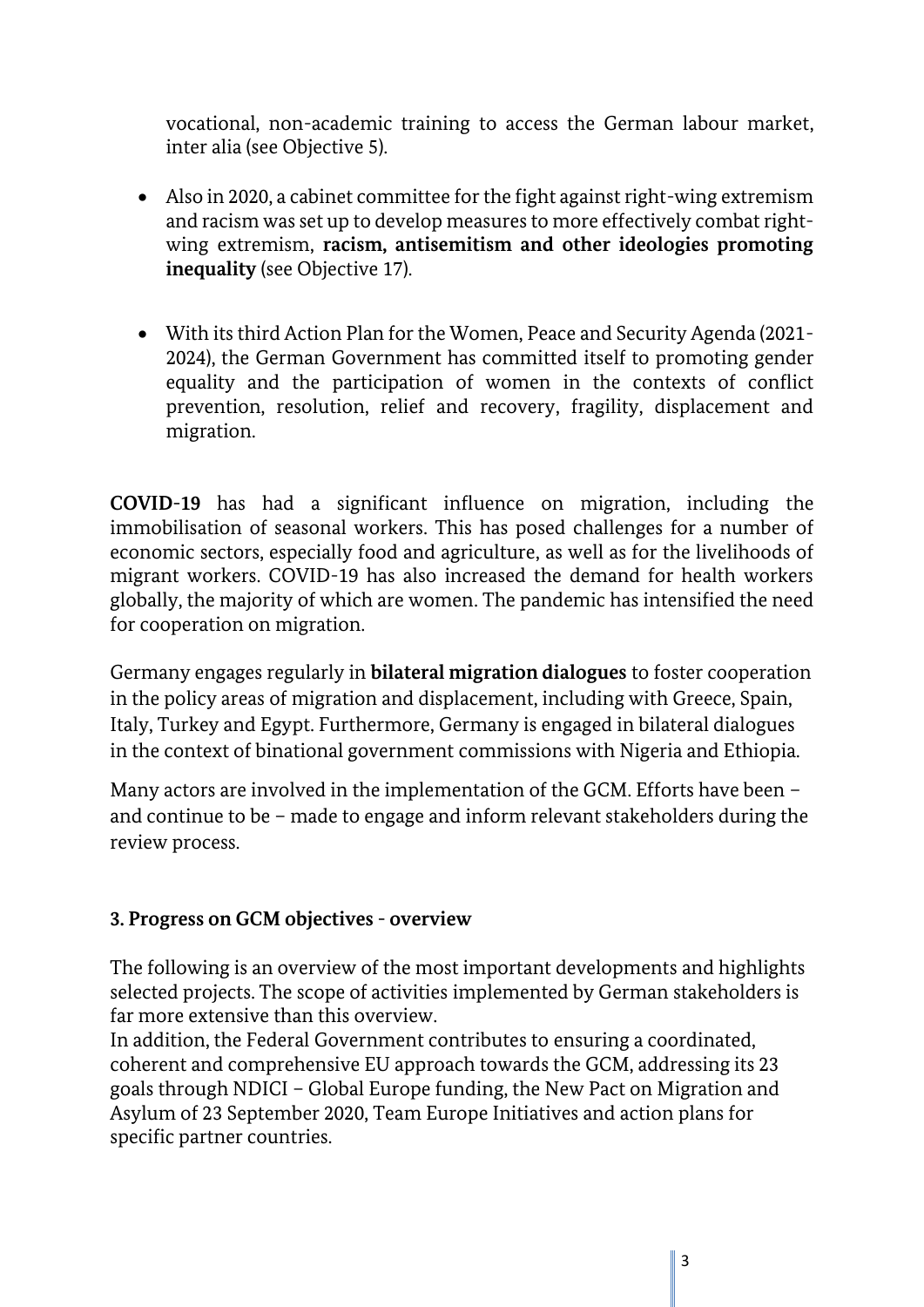vocational, non-academic training to access the German labour market, inter alia (see Objective 5).

- Also in 2020, a cabinet committee for the fight against right-wing extremism and racism was set up to develop measures to more effectively combat right-wing extremism, **racism, antisemitism and other ideologies promoting inequality** (see Objective 17).

- With its third Action Plan for the Women, Peace and Security Agenda (2021-2024), the German Government has committed itself to promoting gender equality and the participation of women in the contexts of conflict prevention, resolution, relief and recovery, fragility, displacement and migration.

**COVID-19** has had a significant influence on migration, including the immobilisation of seasonal workers. This has posed challenges for a number of economic sectors, especially food and agriculture, as well as for the livelihoods of migrant workers. COVID-19 has also increased the demand for health workers globally, the majority of which are women. The pandemic has intensified the need for cooperation on migration.

Germany engages regularly in **bilateral migration dialogues** to foster cooperation in the policy areas of migration and displacement, including with Greece, Spain, Italy, Turkey and Egypt. Furthermore, Germany is engaged in bilateral dialogues in the context of binational government commissions with Nigeria and Ethiopia.

Many actors are involved in the implementation of the GCM. Efforts have been – and continue to be – made to engage and inform relevant stakeholders during the review process.

### 3. Progress on GCM objectives - overview

The following is an overview of the most important developments and highlights selected projects. The scope of activities implemented by German stakeholders is far more extensive than this overview.
In addition, the Federal Government contributes to ensuring a coordinated, coherent and comprehensive EU approach towards the GCM, addressing its 23 goals through NDICI – Global Europe funding, the New Pact on Migration and Asylum of 23 September 2020, Team Europe Initiatives and action plans for specific partner countries.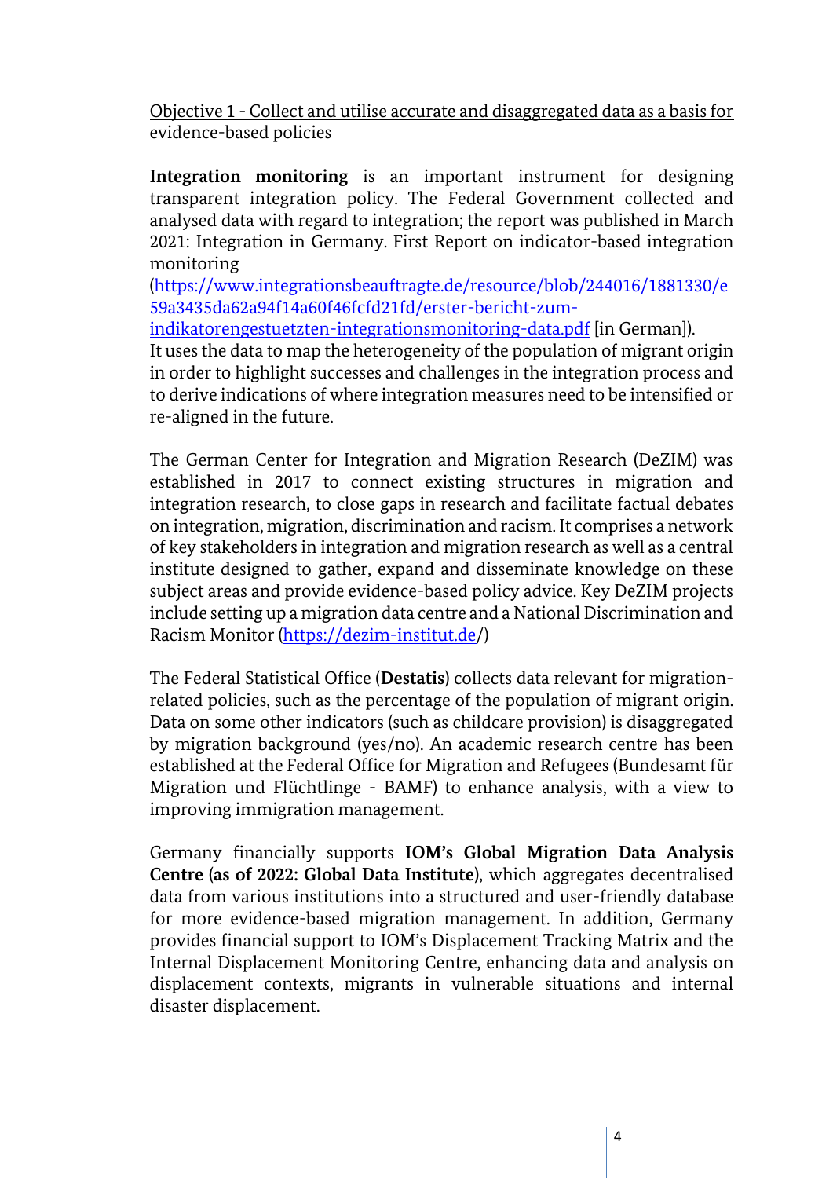<u>Objective 1 - Collect and utilise accurate and disaggregated data as a basis for evidence-based policies</u>

**Integration monitoring** is an important instrument for designing transparent integration policy. The Federal Government collected and analysed data with regard to integration; the report was published in March 2021: Integration in Germany. First Report on indicator-based integration monitoring (https://www.integrationsbeauftragte.de/resource/blob/244016/1881330/e59a3435da62a94f14a60f46fcfd21fd/erster-bericht-zum-indikatorengestuetzten-integrationsmonitoring-data.pdf [in German]). It uses the data to map the heterogeneity of the population of migrant origin in order to highlight successes and challenges in the integration process and to derive indications of where integration measures need to be intensified or re-aligned in the future.

The German Center for Integration and Migration Research (DeZIM) was established in 2017 to connect existing structures in migration and integration research, to close gaps in research and facilitate factual debates on integration, migration, discrimination and racism. It comprises a network of key stakeholders in integration and migration research as well as a central institute designed to gather, expand and disseminate knowledge on these subject areas and provide evidence-based policy advice. Key DeZIM projects include setting up a migration data centre and a National Discrimination and Racism Monitor (https://dezim-institut.de/)

The Federal Statistical Office (**Destatis**) collects data relevant for migration-related policies, such as the percentage of the population of migrant origin. Data on some other indicators (such as childcare provision) is disaggregated by migration background (yes/no). An academic research centre has been established at the Federal Office for Migration and Refugees (Bundesamt für Migration und Flüchtlinge - BAMF) to enhance analysis, with a view to improving immigration management.

Germany financially supports **IOM's Global Migration Data Analysis Centre (as of 2022: Global Data Institute)**, which aggregates decentralised data from various institutions into a structured and user-friendly database for more evidence-based migration management. In addition, Germany provides financial support to IOM's Displacement Tracking Matrix and the Internal Displacement Monitoring Centre, enhancing data and analysis on displacement contexts, migrants in vulnerable situations and internal disaster displacement.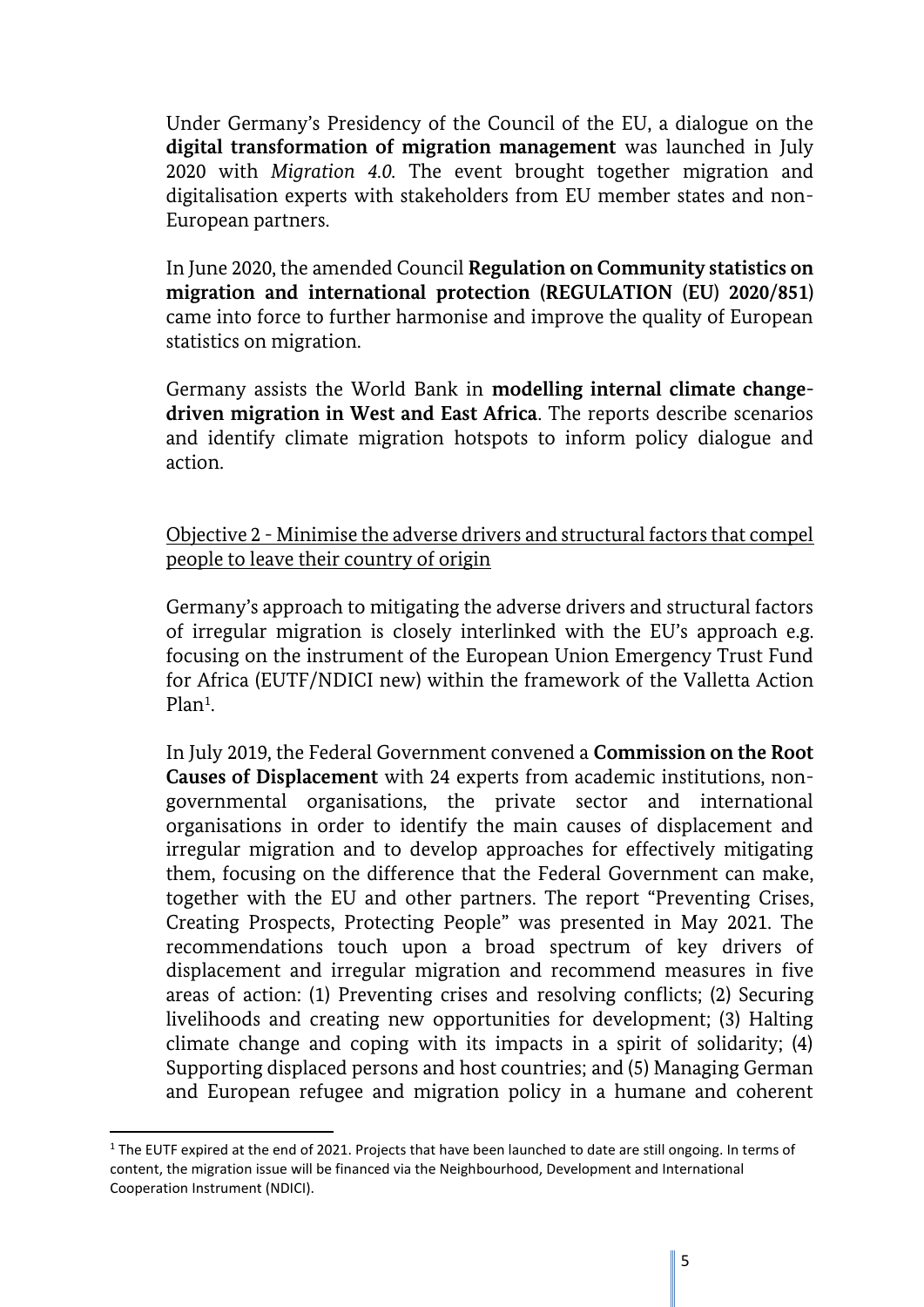Under Germany's Presidency of the Council of the EU, a dialogue on the **digital transformation of migration management** was launched in July 2020 with *Migration 4.0*. The event brought together migration and digitalisation experts with stakeholders from EU member states and non-European partners.

In June 2020, the amended Council **Regulation on Community statistics on migration and international protection (REGULATION (EU) 2020/851)** came into force to further harmonise and improve the quality of European statistics on migration.

Germany assists the World Bank in **modelling internal climate change-driven migration in West and East Africa**. The reports describe scenarios and identify climate migration hotspots to inform policy dialogue and action.

<u>Objective 2 - Minimise the adverse drivers and structural factors that compel people to leave their country of origin</u>

Germany's approach to mitigating the adverse drivers and structural factors of irregular migration is closely interlinked with the EU's approach e.g. focusing on the instrument of the European Union Emergency Trust Fund for Africa (EUTF/NDICI new) within the framework of the Valletta Action Plan[1].

In July 2019, the Federal Government convened a **Commission on the Root Causes of Displacement** with 24 experts from academic institutions, non-governmental organisations, the private sector and international organisations in order to identify the main causes of displacement and irregular migration and to develop approaches for effectively mitigating them, focusing on the difference that the Federal Government can make, together with the EU and other partners. The report "Preventing Crises, Creating Prospects, Protecting People" was presented in May 2021. The recommendations touch upon a broad spectrum of key drivers of displacement and irregular migration and recommend measures in five areas of action: (1) Preventing crises and resolving conflicts; (2) Securing livelihoods and creating new opportunities for development; (3) Halting climate change and coping with its impacts in a spirit of solidarity; (4) Supporting displaced persons and host countries; and (5) Managing German and European refugee and migration policy in a humane and coherent

---

[1] The EUTF expired at the end of 2021. Projects that have been launched to date are still ongoing. In terms of content, the migration issue will be financed via the Neighbourhood, Development and International Cooperation Instrument (NDICI).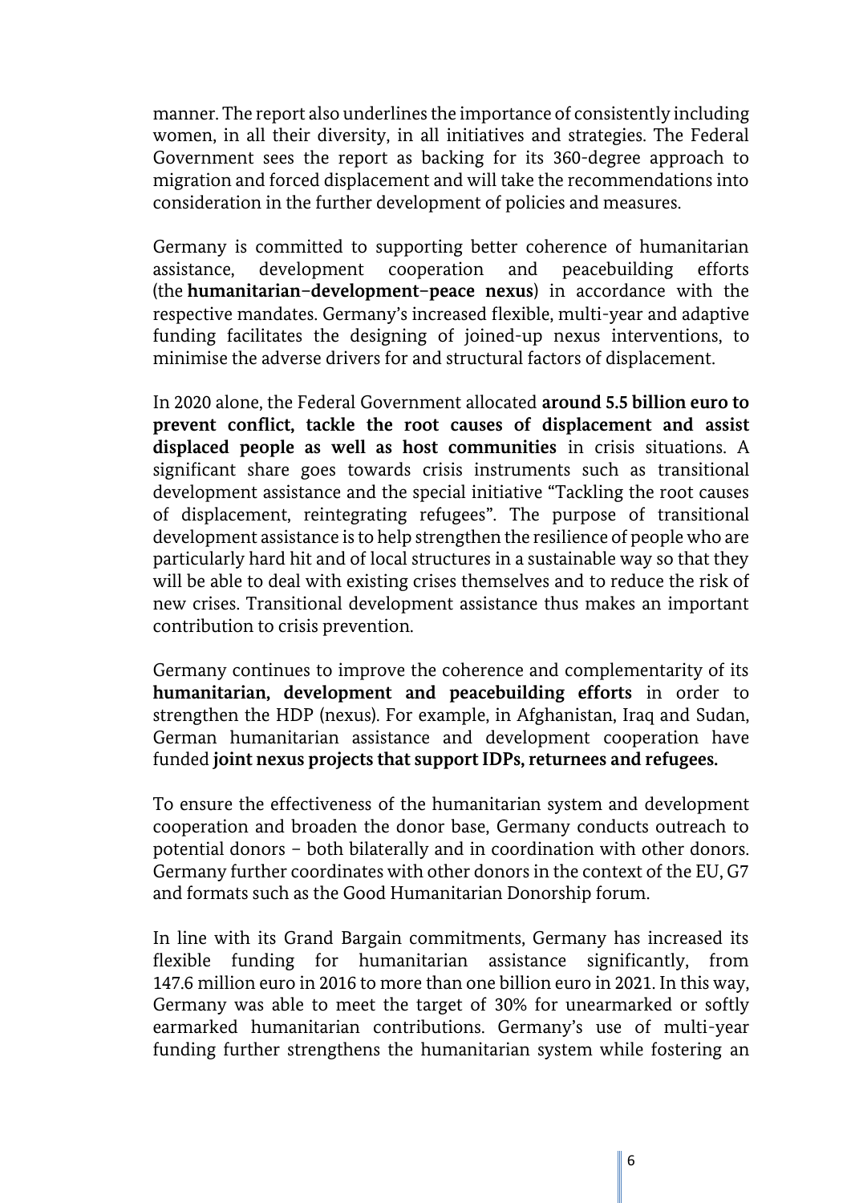manner. The report also underlines the importance of consistently including women, in all their diversity, in all initiatives and strategies. The Federal Government sees the report as backing for its 360-degree approach to migration and forced displacement and will take the recommendations into consideration in the further development of policies and measures.

Germany is committed to supporting better coherence of humanitarian assistance, development cooperation and peacebuilding efforts (the **humanitarian–development–peace nexus**) in accordance with the respective mandates. Germany's increased flexible, multi-year and adaptive funding facilitates the designing of joined-up nexus interventions, to minimise the adverse drivers for and structural factors of displacement.

In 2020 alone, the Federal Government allocated **around 5.5 billion euro to prevent conflict, tackle the root causes of displacement and assist displaced people as well as host communities** in crisis situations. A significant share goes towards crisis instruments such as transitional development assistance and the special initiative "Tackling the root causes of displacement, reintegrating refugees". The purpose of transitional development assistance is to help strengthen the resilience of people who are particularly hard hit and of local structures in a sustainable way so that they will be able to deal with existing crises themselves and to reduce the risk of new crises. Transitional development assistance thus makes an important contribution to crisis prevention.

Germany continues to improve the coherence and complementarity of its **humanitarian, development and peacebuilding efforts** in order to strengthen the HDP (nexus). For example, in Afghanistan, Iraq and Sudan, German humanitarian assistance and development cooperation have funded **joint nexus projects that support IDPs, returnees and refugees.**

To ensure the effectiveness of the humanitarian system and development cooperation and broaden the donor base, Germany conducts outreach to potential donors – both bilaterally and in coordination with other donors. Germany further coordinates with other donors in the context of the EU, G7 and formats such as the Good Humanitarian Donorship forum.

In line with its Grand Bargain commitments, Germany has increased its flexible funding for humanitarian assistance significantly, from 147.6 million euro in 2016 to more than one billion euro in 2021. In this way, Germany was able to meet the target of 30% for unearmarked or softly earmarked humanitarian contributions. Germany's use of multi-year funding further strengthens the humanitarian system while fostering an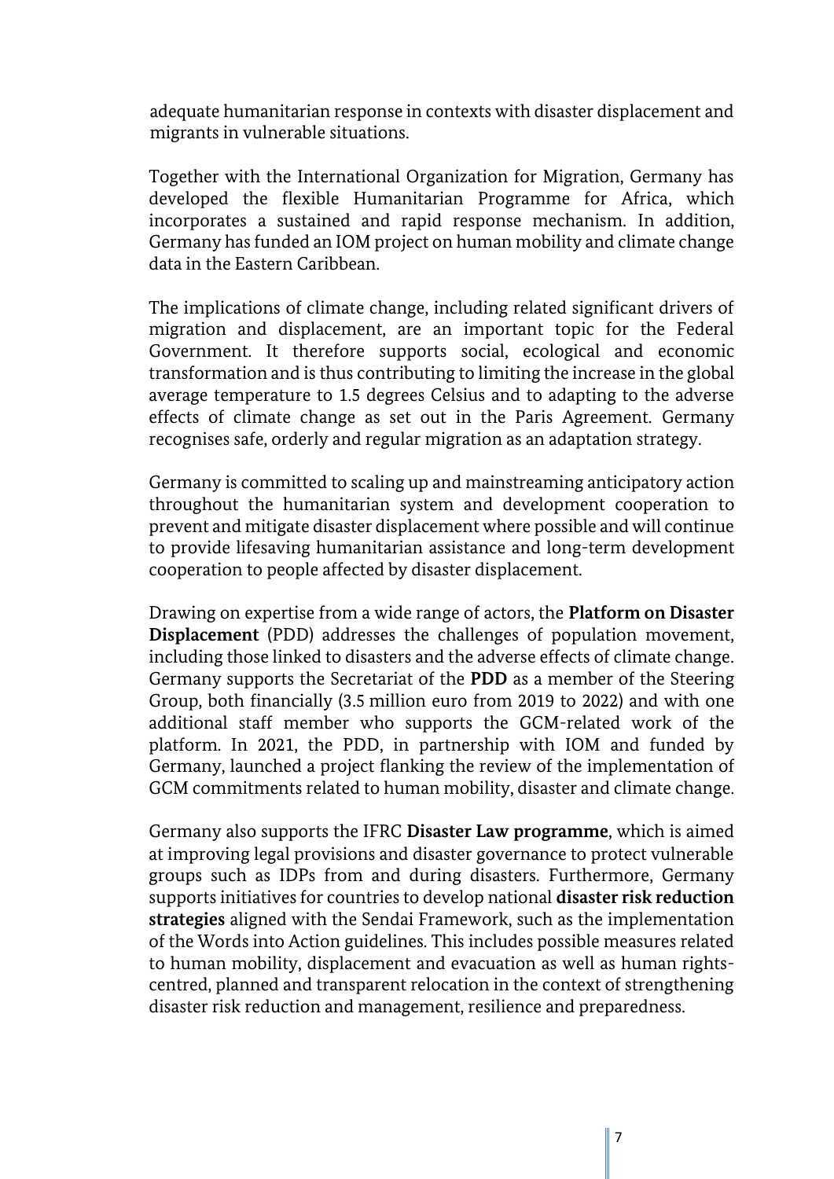adequate humanitarian response in contexts with disaster displacement and migrants in vulnerable situations.

Together with the International Organization for Migration, Germany has developed the flexible Humanitarian Programme for Africa, which incorporates a sustained and rapid response mechanism. In addition, Germany has funded an IOM project on human mobility and climate change data in the Eastern Caribbean.

The implications of climate change, including related significant drivers of migration and displacement, are an important topic for the Federal Government. It therefore supports social, ecological and economic transformation and is thus contributing to limiting the increase in the global average temperature to 1.5 degrees Celsius and to adapting to the adverse effects of climate change as set out in the Paris Agreement. Germany recognises safe, orderly and regular migration as an adaptation strategy.

Germany is committed to scaling up and mainstreaming anticipatory action throughout the humanitarian system and development cooperation to prevent and mitigate disaster displacement where possible and will continue to provide lifesaving humanitarian assistance and long-term development cooperation to people affected by disaster displacement.

Drawing on expertise from a wide range of actors, the **Platform on Disaster Displacement** (PDD) addresses the challenges of population movement, including those linked to disasters and the adverse effects of climate change. Germany supports the Secretariat of the **PDD** as a member of the Steering Group, both financially (3.5 million euro from 2019 to 2022) and with one additional staff member who supports the GCM-related work of the platform. In 2021, the PDD, in partnership with IOM and funded by Germany, launched a project flanking the review of the implementation of GCM commitments related to human mobility, disaster and climate change.

Germany also supports the IFRC **Disaster Law programme**, which is aimed at improving legal provisions and disaster governance to protect vulnerable groups such as IDPs from and during disasters. Furthermore, Germany supports initiatives for countries to develop national **disaster risk reduction strategies** aligned with the Sendai Framework, such as the implementation of the Words into Action guidelines. This includes possible measures related to human mobility, displacement and evacuation as well as human rights-centred, planned and transparent relocation in the context of strengthening disaster risk reduction and management, resilience and preparedness.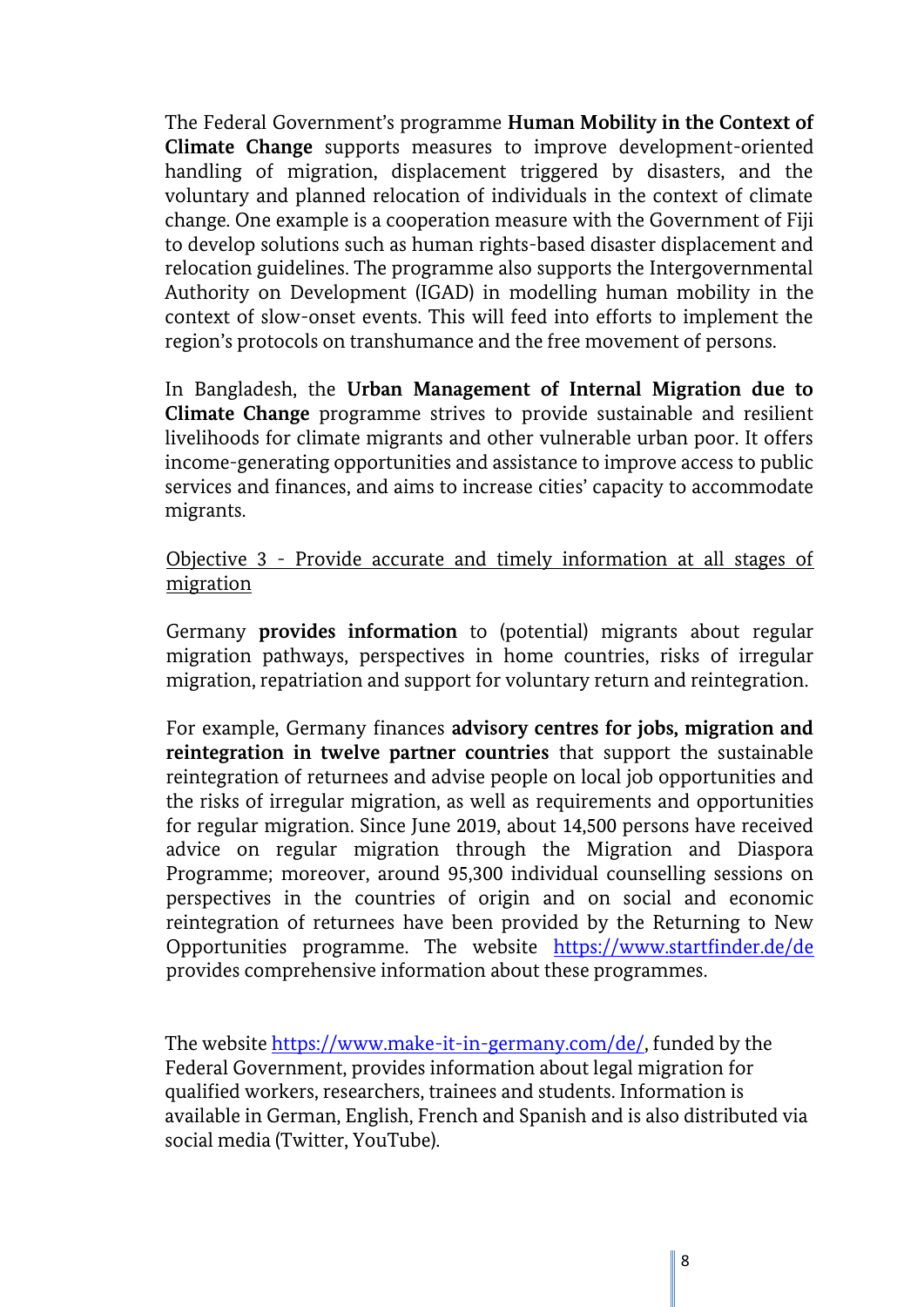The Federal Government's programme **Human Mobility in the Context of Climate Change** supports measures to improve development-oriented handling of migration, displacement triggered by disasters, and the voluntary and planned relocation of individuals in the context of climate change. One example is a cooperation measure with the Government of Fiji to develop solutions such as human rights-based disaster displacement and relocation guidelines. The programme also supports the Intergovernmental Authority on Development (IGAD) in modelling human mobility in the context of slow-onset events. This will feed into efforts to implement the region's protocols on transhumance and the free movement of persons.

In Bangladesh, the **Urban Management of Internal Migration due to Climate Change** programme strives to provide sustainable and resilient livelihoods for climate migrants and other vulnerable urban poor. It offers income-generating opportunities and assistance to improve access to public services and finances, and aims to increase cities' capacity to accommodate migrants.

Objective 3 - Provide accurate and timely information at all stages of migration

Germany **provides information** to (potential) migrants about regular migration pathways, perspectives in home countries, risks of irregular migration, repatriation and support for voluntary return and reintegration.

For example, Germany finances **advisory centres for jobs, migration and reintegration in twelve partner countries** that support the sustainable reintegration of returnees and advise people on local job opportunities and the risks of irregular migration, as well as requirements and opportunities for regular migration. Since June 2019, about 14,500 persons have received advice on regular migration through the Migration and Diaspora Programme; moreover, around 95,300 individual counselling sessions on perspectives in the countries of origin and on social and economic reintegration of returnees have been provided by the Returning to New Opportunities programme. The website https://www.startfinder.de/de provides comprehensive information about these programmes.

The website https://www.make-it-in-germany.com/de/, funded by the Federal Government, provides information about legal migration for qualified workers, researchers, trainees and students. Information is available in German, English, French and Spanish and is also distributed via social media (Twitter, YouTube).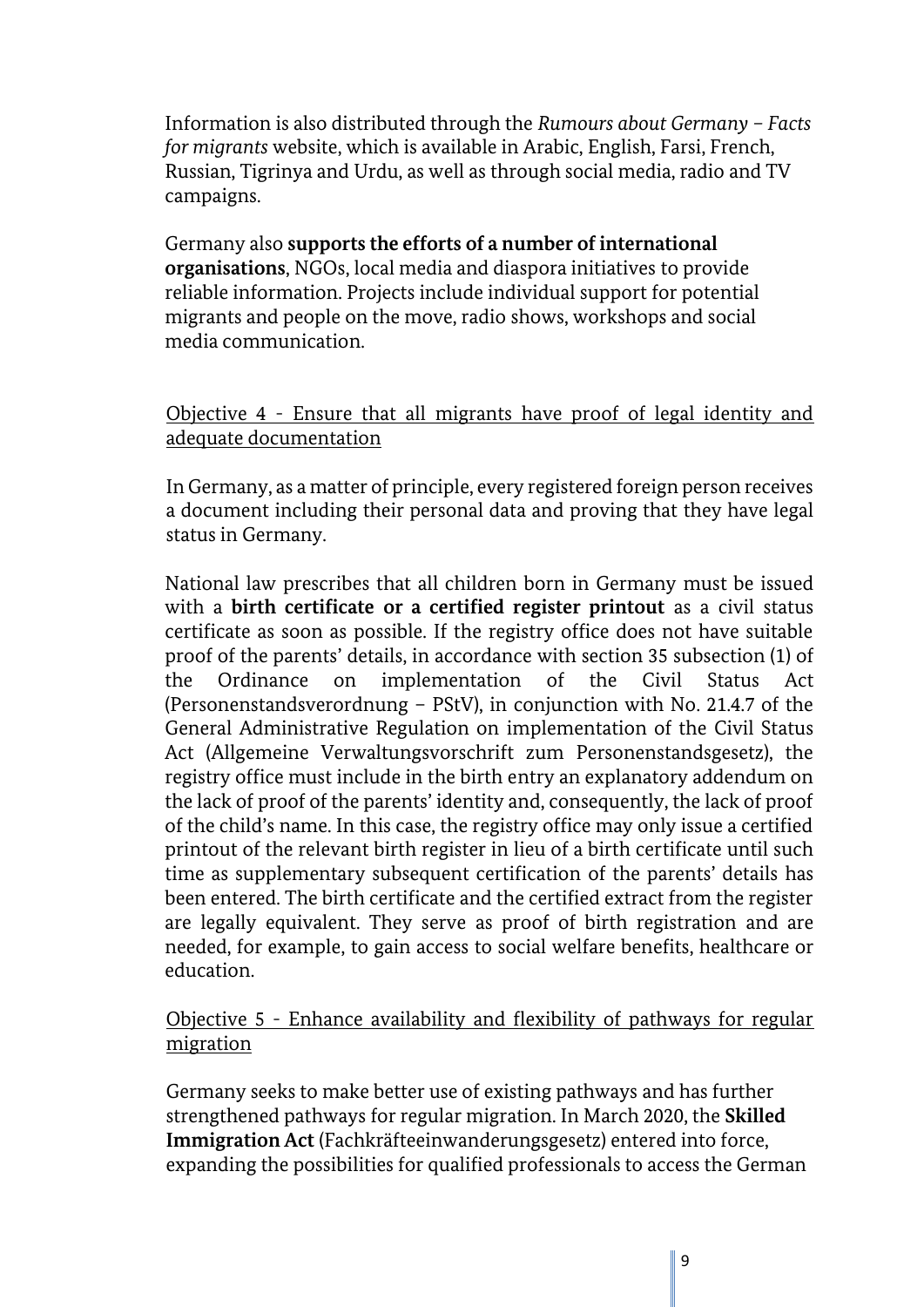Information is also distributed through the *Rumours about Germany – Facts for migrants* website, which is available in Arabic, English, Farsi, French, Russian, Tigrinya and Urdu, as well as through social media, radio and TV campaigns.

Germany also **supports the efforts of a number of international organisations**, NGOs, local media and diaspora initiatives to provide reliable information. Projects include individual support for potential migrants and people on the move, radio shows, workshops and social media communication.

## Objective 4 - Ensure that all migrants have proof of legal identity and adequate documentation

In Germany, as a matter of principle, every registered foreign person receives a document including their personal data and proving that they have legal status in Germany.

National law prescribes that all children born in Germany must be issued with a **birth certificate or a certified register printout** as a civil status certificate as soon as possible. If the registry office does not have suitable proof of the parents' details, in accordance with section 35 subsection (1) of the Ordinance on implementation of the Civil Status Act (Personenstandsverordnung – PStV), in conjunction with No. 21.4.7 of the General Administrative Regulation on implementation of the Civil Status Act (Allgemeine Verwaltungsvorschrift zum Personenstandsgesetz), the registry office must include in the birth entry an explanatory addendum on the lack of proof of the parents' identity and, consequently, the lack of proof of the child's name. In this case, the registry office may only issue a certified printout of the relevant birth register in lieu of a birth certificate until such time as supplementary subsequent certification of the parents' details has been entered. The birth certificate and the certified extract from the register are legally equivalent. They serve as proof of birth registration and are needed, for example, to gain access to social welfare benefits, healthcare or education.

## Objective 5 - Enhance availability and flexibility of pathways for regular migration

Germany seeks to make better use of existing pathways and has further strengthened pathways for regular migration. In March 2020, the **Skilled Immigration Act** (Fachkräfteeinwanderungsgesetz) entered into force, expanding the possibilities for qualified professionals to access the German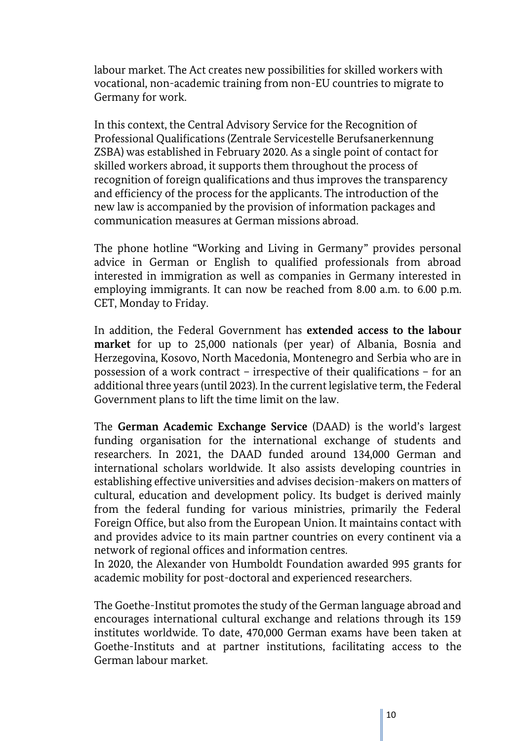labour market. The Act creates new possibilities for skilled workers with vocational, non-academic training from non-EU countries to migrate to Germany for work.

In this context, the Central Advisory Service for the Recognition of Professional Qualifications (Zentrale Servicestelle Berufsanerkennung ZSBA) was established in February 2020. As a single point of contact for skilled workers abroad, it supports them throughout the process of recognition of foreign qualifications and thus improves the transparency and efficiency of the process for the applicants. The introduction of the new law is accompanied by the provision of information packages and communication measures at German missions abroad.

The phone hotline "Working and Living in Germany" provides personal advice in German or English to qualified professionals from abroad interested in immigration as well as companies in Germany interested in employing immigrants. It can now be reached from 8.00 a.m. to 6.00 p.m. CET, Monday to Friday.

In addition, the Federal Government has **extended access to the labour market** for up to 25,000 nationals (per year) of Albania, Bosnia and Herzegovina, Kosovo, North Macedonia, Montenegro and Serbia who are in possession of a work contract – irrespective of their qualifications – for an additional three years (until 2023). In the current legislative term, the Federal Government plans to lift the time limit on the law.

The **German Academic Exchange Service** (DAAD) is the world's largest funding organisation for the international exchange of students and researchers. In 2021, the DAAD funded around 134,000 German and international scholars worldwide. It also assists developing countries in establishing effective universities and advises decision-makers on matters of cultural, education and development policy. Its budget is derived mainly from the federal funding for various ministries, primarily the Federal Foreign Office, but also from the European Union. It maintains contact with and provides advice to its main partner countries on every continent via a network of regional offices and information centres.
In 2020, the Alexander von Humboldt Foundation awarded 995 grants for academic mobility for post-doctoral and experienced researchers.

The Goethe-Institut promotes the study of the German language abroad and encourages international cultural exchange and relations through its 159 institutes worldwide. To date, 470,000 German exams have been taken at Goethe-Instituts and at partner institutions, facilitating access to the German labour market.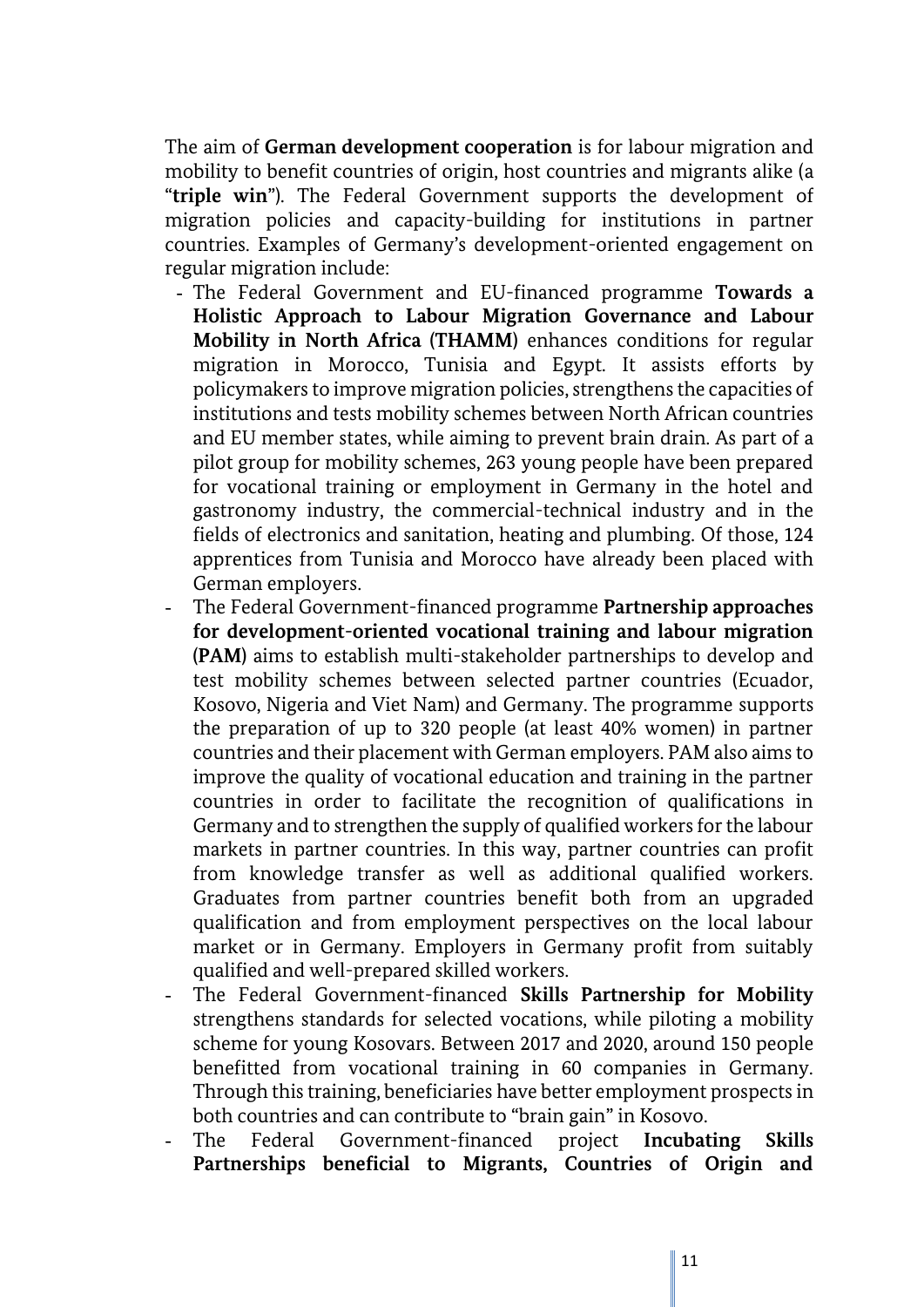The aim of **German development cooperation** is for labour migration and mobility to benefit countries of origin, host countries and migrants alike (a "**triple win**"). The Federal Government supports the development of migration policies and capacity-building for institutions in partner countries. Examples of Germany's development-oriented engagement on regular migration include:

- The Federal Government and EU-financed programme **Towards a Holistic Approach to Labour Migration Governance and Labour Mobility in North Africa (THAMM)** enhances conditions for regular migration in Morocco, Tunisia and Egypt. It assists efforts by policymakers to improve migration policies, strengthens the capacities of institutions and tests mobility schemes between North African countries and EU member states, while aiming to prevent brain drain. As part of a pilot group for mobility schemes, 263 young people have been prepared for vocational training or employment in Germany in the hotel and gastronomy industry, the commercial-technical industry and in the fields of electronics and sanitation, heating and plumbing. Of those, 124 apprentices from Tunisia and Morocco have already been placed with German employers.
- The Federal Government-financed programme **Partnership approaches for development-oriented vocational training and labour migration (PAM)** aims to establish multi-stakeholder partnerships to develop and test mobility schemes between selected partner countries (Ecuador, Kosovo, Nigeria and Viet Nam) and Germany. The programme supports the preparation of up to 320 people (at least 40% women) in partner countries and their placement with German employers. PAM also aims to improve the quality of vocational education and training in the partner countries in order to facilitate the recognition of qualifications in Germany and to strengthen the supply of qualified workers for the labour markets in partner countries. In this way, partner countries can profit from knowledge transfer as well as additional qualified workers. Graduates from partner countries benefit both from an upgraded qualification and from employment perspectives on the local labour market or in Germany. Employers in Germany profit from suitably qualified and well-prepared skilled workers.
- The Federal Government-financed **Skills Partnership for Mobility** strengthens standards for selected vocations, while piloting a mobility scheme for young Kosovars. Between 2017 and 2020, around 150 people benefitted from vocational training in 60 companies in Germany. Through this training, beneficiaries have better employment prospects in both countries and can contribute to "brain gain" in Kosovo.
- The Federal Government-financed project **Incubating Skills Partnerships beneficial to Migrants, Countries of Origin and**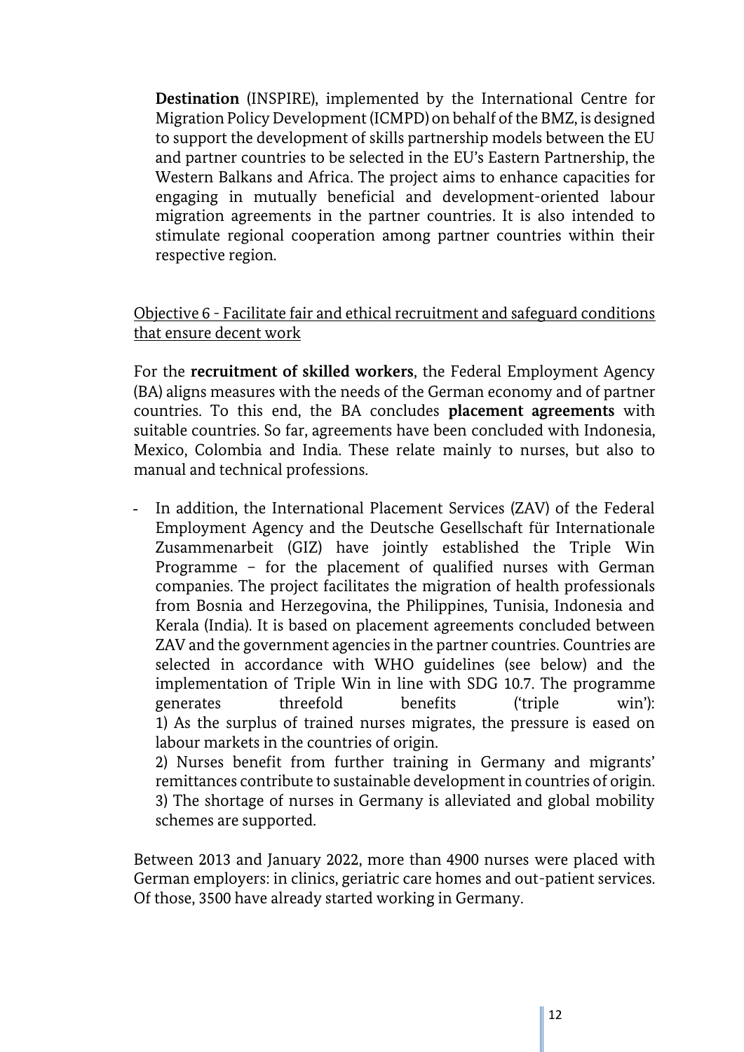**Destination** (INSPIRE), implemented by the International Centre for Migration Policy Development (ICMPD) on behalf of the BMZ, is designed to support the development of skills partnership models between the EU and partner countries to be selected in the EU's Eastern Partnership, the Western Balkans and Africa. The project aims to enhance capacities for engaging in mutually beneficial and development-oriented labour migration agreements in the partner countries. It is also intended to stimulate regional cooperation among partner countries within their respective region.

<u>Objective 6 - Facilitate fair and ethical recruitment and safeguard conditions that ensure decent work</u>

For the **recruitment of skilled workers**, the Federal Employment Agency (BA) aligns measures with the needs of the German economy and of partner countries. To this end, the BA concludes **placement agreements** with suitable countries. So far, agreements have been concluded with Indonesia, Mexico, Colombia and India. These relate mainly to nurses, but also to manual and technical professions.

- In addition, the International Placement Services (ZAV) of the Federal Employment Agency and the Deutsche Gesellschaft für Internationale Zusammenarbeit (GIZ) have jointly established the Triple Win Programme – for the placement of qualified nurses with German companies. The project facilitates the migration of health professionals from Bosnia and Herzegovina, the Philippines, Tunisia, Indonesia and Kerala (India). It is based on placement agreements concluded between ZAV and the government agencies in the partner countries. Countries are selected in accordance with WHO guidelines (see below) and the implementation of Triple Win in line with SDG 10.7. The programme generates threefold benefits ('triple win'):
  1) As the surplus of trained nurses migrates, the pressure is eased on labour markets in the countries of origin.
  2) Nurses benefit from further training in Germany and migrants' remittances contribute to sustainable development in countries of origin.
  3) The shortage of nurses in Germany is alleviated and global mobility schemes are supported.

Between 2013 and January 2022, more than 4900 nurses were placed with German employers: in clinics, geriatric care homes and out-patient services. Of those, 3500 have already started working in Germany.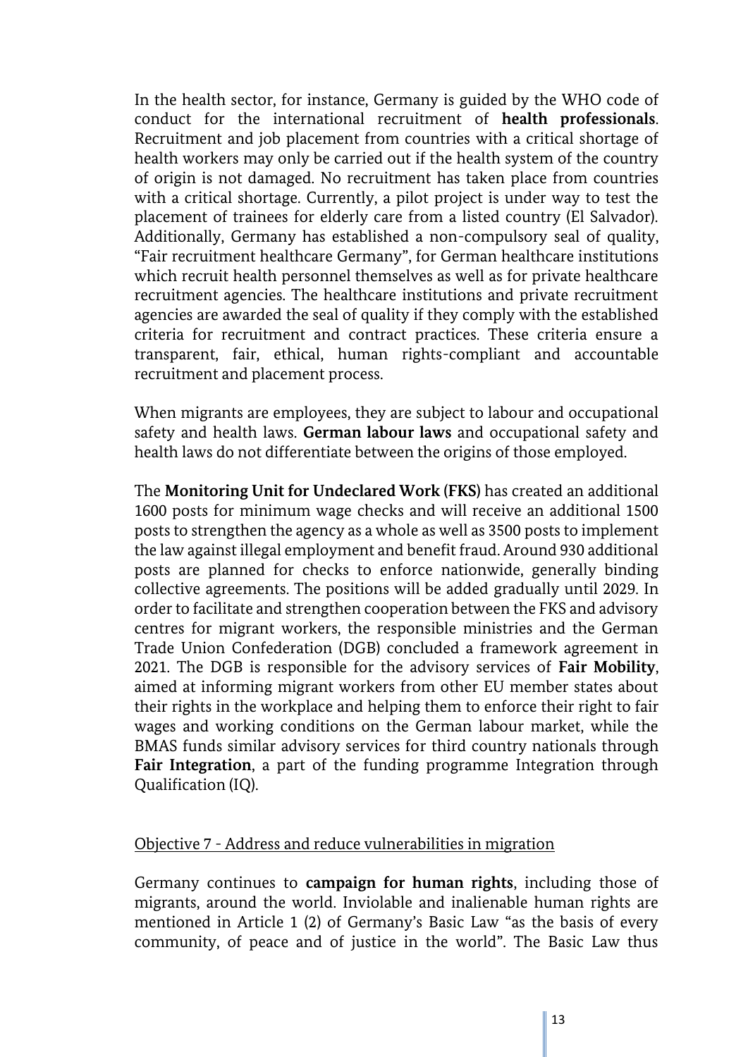In the health sector, for instance, Germany is guided by the WHO code of conduct for the international recruitment of **health professionals**. Recruitment and job placement from countries with a critical shortage of health workers may only be carried out if the health system of the country of origin is not damaged. No recruitment has taken place from countries with a critical shortage. Currently, a pilot project is under way to test the placement of trainees for elderly care from a listed country (El Salvador). Additionally, Germany has established a non-compulsory seal of quality, "Fair recruitment healthcare Germany", for German healthcare institutions which recruit health personnel themselves as well as for private healthcare recruitment agencies. The healthcare institutions and private recruitment agencies are awarded the seal of quality if they comply with the established criteria for recruitment and contract practices. These criteria ensure a transparent, fair, ethical, human rights-compliant and accountable recruitment and placement process.

When migrants are employees, they are subject to labour and occupational safety and health laws. **German labour laws** and occupational safety and health laws do not differentiate between the origins of those employed.

The **Monitoring Unit for Undeclared Work (FKS)** has created an additional 1600 posts for minimum wage checks and will receive an additional 1500 posts to strengthen the agency as a whole as well as 3500 posts to implement the law against illegal employment and benefit fraud. Around 930 additional posts are planned for checks to enforce nationwide, generally binding collective agreements. The positions will be added gradually until 2029. In order to facilitate and strengthen cooperation between the FKS and advisory centres for migrant workers, the responsible ministries and the German Trade Union Confederation (DGB) concluded a framework agreement in 2021. The DGB is responsible for the advisory services of **Fair Mobility**, aimed at informing migrant workers from other EU member states about their rights in the workplace and helping them to enforce their right to fair wages and working conditions on the German labour market, while the BMAS funds similar advisory services for third country nationals through **Fair Integration**, a part of the funding programme Integration through Qualification (IQ).

Objective 7 - Address and reduce vulnerabilities in migration

Germany continues to **campaign for human rights**, including those of migrants, around the world. Inviolable and inalienable human rights are mentioned in Article 1 (2) of Germany's Basic Law "as the basis of every community, of peace and of justice in the world". The Basic Law thus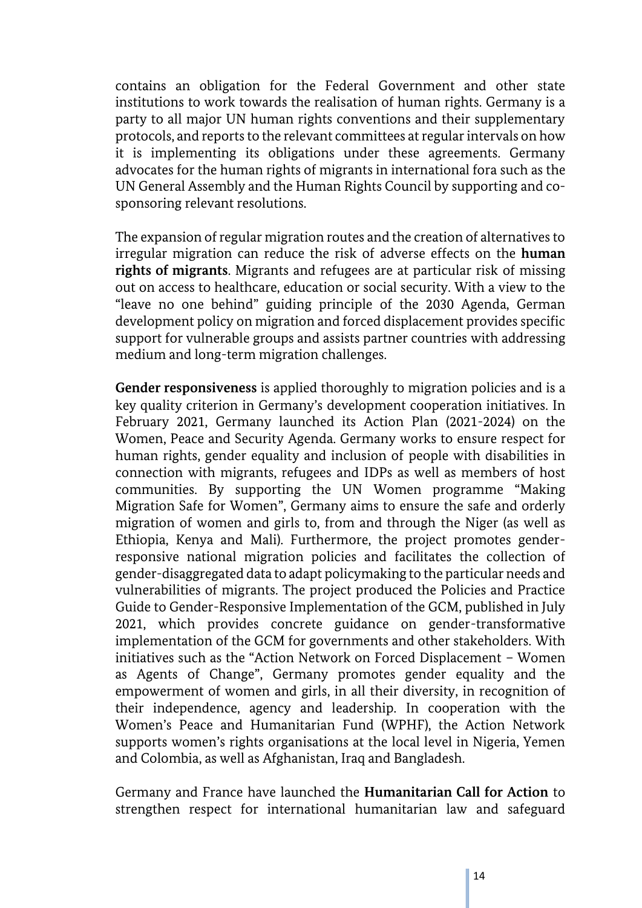contains an obligation for the Federal Government and other state institutions to work towards the realisation of human rights. Germany is a party to all major UN human rights conventions and their supplementary protocols, and reports to the relevant committees at regular intervals on how it is implementing its obligations under these agreements. Germany advocates for the human rights of migrants in international fora such as the UN General Assembly and the Human Rights Council by supporting and co-sponsoring relevant resolutions.

The expansion of regular migration routes and the creation of alternatives to irregular migration can reduce the risk of adverse effects on the **human rights of migrants**. Migrants and refugees are at particular risk of missing out on access to healthcare, education or social security. With a view to the "leave no one behind" guiding principle of the 2030 Agenda, German development policy on migration and forced displacement provides specific support for vulnerable groups and assists partner countries with addressing medium and long-term migration challenges.

**Gender responsiveness** is applied thoroughly to migration policies and is a key quality criterion in Germany's development cooperation initiatives. In February 2021, Germany launched its Action Plan (2021-2024) on the Women, Peace and Security Agenda. Germany works to ensure respect for human rights, gender equality and inclusion of people with disabilities in connection with migrants, refugees and IDPs as well as members of host communities. By supporting the UN Women programme "Making Migration Safe for Women", Germany aims to ensure the safe and orderly migration of women and girls to, from and through the Niger (as well as Ethiopia, Kenya and Mali). Furthermore, the project promotes gender-responsive national migration policies and facilitates the collection of gender-disaggregated data to adapt policymaking to the particular needs and vulnerabilities of migrants. The project produced the Policies and Practice Guide to Gender-Responsive Implementation of the GCM, published in July 2021, which provides concrete guidance on gender-transformative implementation of the GCM for governments and other stakeholders. With initiatives such as the "Action Network on Forced Displacement – Women as Agents of Change", Germany promotes gender equality and the empowerment of women and girls, in all their diversity, in recognition of their independence, agency and leadership. In cooperation with the Women's Peace and Humanitarian Fund (WPHF), the Action Network supports women's rights organisations at the local level in Nigeria, Yemen and Colombia, as well as Afghanistan, Iraq and Bangladesh.

Germany and France have launched the **Humanitarian Call for Action** to strengthen respect for international humanitarian law and safeguard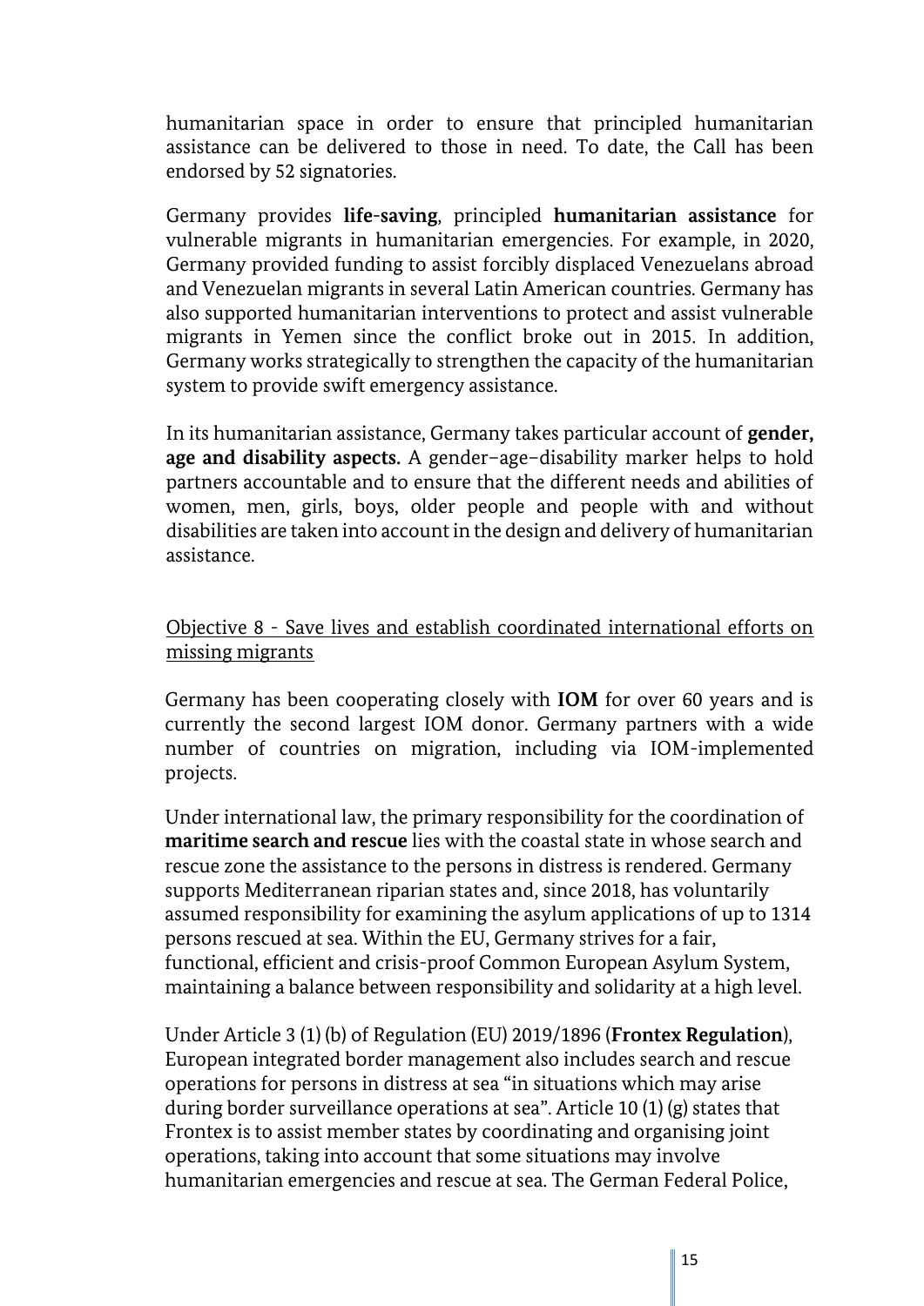humanitarian space in order to ensure that principled humanitarian assistance can be delivered to those in need. To date, the Call has been endorsed by 52 signatories.

Germany provides **life-saving**, principled **humanitarian assistance** for vulnerable migrants in humanitarian emergencies. For example, in 2020, Germany provided funding to assist forcibly displaced Venezuelans abroad and Venezuelan migrants in several Latin American countries. Germany has also supported humanitarian interventions to protect and assist vulnerable migrants in Yemen since the conflict broke out in 2015. In addition, Germany works strategically to strengthen the capacity of the humanitarian system to provide swift emergency assistance.

In its humanitarian assistance, Germany takes particular account of **gender, age and disability aspects.** A gender–age–disability marker helps to hold partners accountable and to ensure that the different needs and abilities of women, men, girls, boys, older people and people with and without disabilities are taken into account in the design and delivery of humanitarian assistance.

<u>Objective 8 - Save lives and establish coordinated international efforts on missing migrants</u>

Germany has been cooperating closely with **IOM** for over 60 years and is currently the second largest IOM donor. Germany partners with a wide number of countries on migration, including via IOM-implemented projects.

Under international law, the primary responsibility for the coordination of **maritime search and rescue** lies with the coastal state in whose search and rescue zone the assistance to the persons in distress is rendered. Germany supports Mediterranean riparian states and, since 2018, has voluntarily assumed responsibility for examining the asylum applications of up to 1314 persons rescued at sea. Within the EU, Germany strives for a fair, functional, efficient and crisis-proof Common European Asylum System, maintaining a balance between responsibility and solidarity at a high level.

Under Article 3 (1) (b) of Regulation (EU) 2019/1896 (**Frontex Regulation**), European integrated border management also includes search and rescue operations for persons in distress at sea "in situations which may arise during border surveillance operations at sea". Article 10 (1) (g) states that Frontex is to assist member states by coordinating and organising joint operations, taking into account that some situations may involve humanitarian emergencies and rescue at sea. The German Federal Police,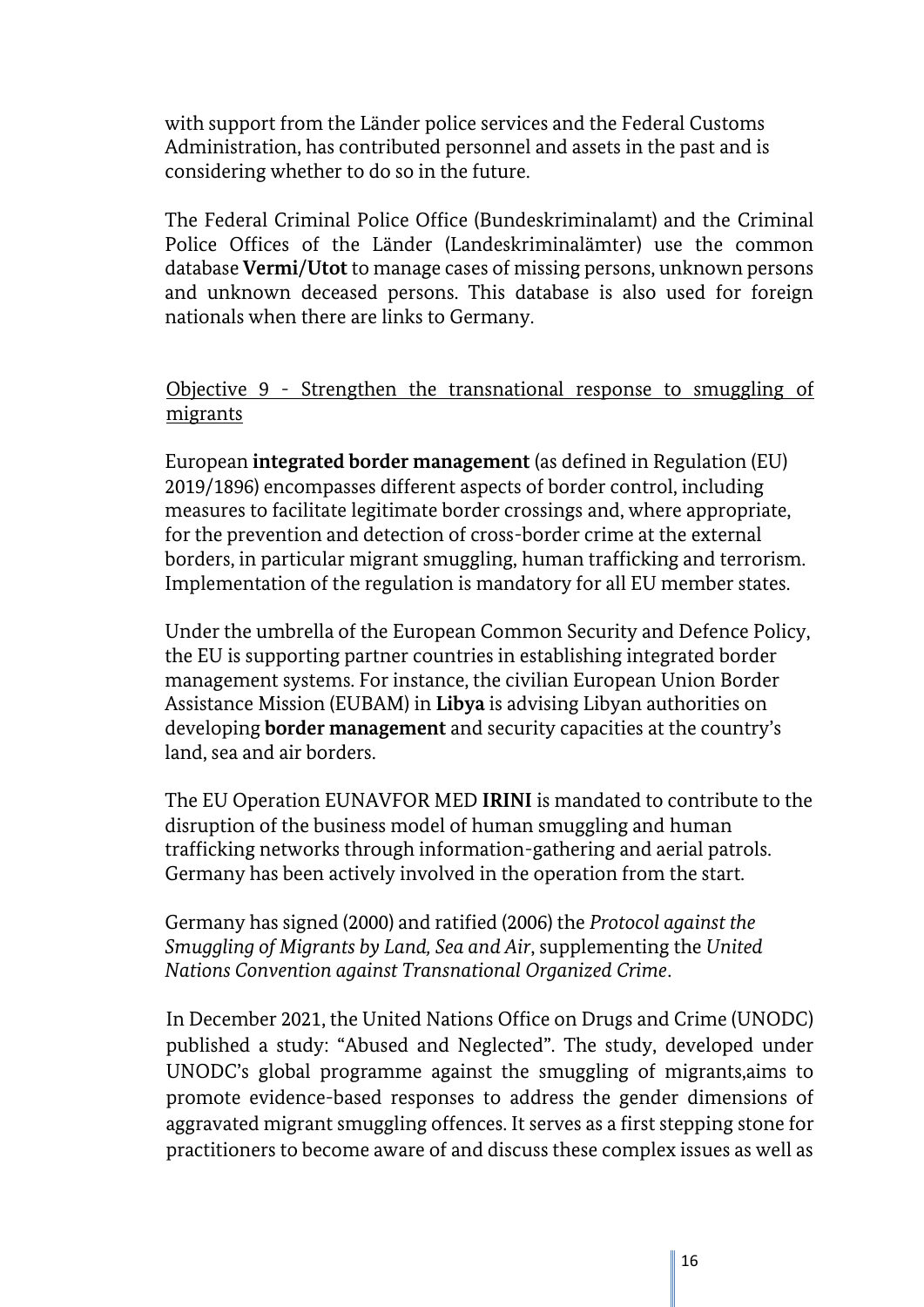with support from the Länder police services and the Federal Customs Administration, has contributed personnel and assets in the past and is considering whether to do so in the future.

The Federal Criminal Police Office (Bundeskriminalamt) and the Criminal Police Offices of the Länder (Landeskriminalämter) use the common database **Vermi/Utot** to manage cases of missing persons, unknown persons and unknown deceased persons. This database is also used for foreign nationals when there are links to Germany.

## Objective 9 - Strengthen the transnational response to smuggling of migrants

European **integrated border management** (as defined in Regulation (EU) 2019/1896) encompasses different aspects of border control, including measures to facilitate legitimate border crossings and, where appropriate, for the prevention and detection of cross-border crime at the external borders, in particular migrant smuggling, human trafficking and terrorism. Implementation of the regulation is mandatory for all EU member states.

Under the umbrella of the European Common Security and Defence Policy, the EU is supporting partner countries in establishing integrated border management systems. For instance, the civilian European Union Border Assistance Mission (EUBAM) in **Libya** is advising Libyan authorities on developing **border management** and security capacities at the country's land, sea and air borders.

The EU Operation EUNAVFOR MED **IRINI** is mandated to contribute to the disruption of the business model of human smuggling and human trafficking networks through information-gathering and aerial patrols. Germany has been actively involved in the operation from the start.

Germany has signed (2000) and ratified (2006) the *Protocol against the Smuggling of Migrants by Land, Sea and Air*, supplementing the *United Nations Convention against Transnational Organized Crime*.

In December 2021, the United Nations Office on Drugs and Crime (UNODC) published a study: "Abused and Neglected". The study, developed under UNODC's global programme against the smuggling of migrants,aims to promote evidence-based responses to address the gender dimensions of aggravated migrant smuggling offences. It serves as a first stepping stone for practitioners to become aware of and discuss these complex issues as well as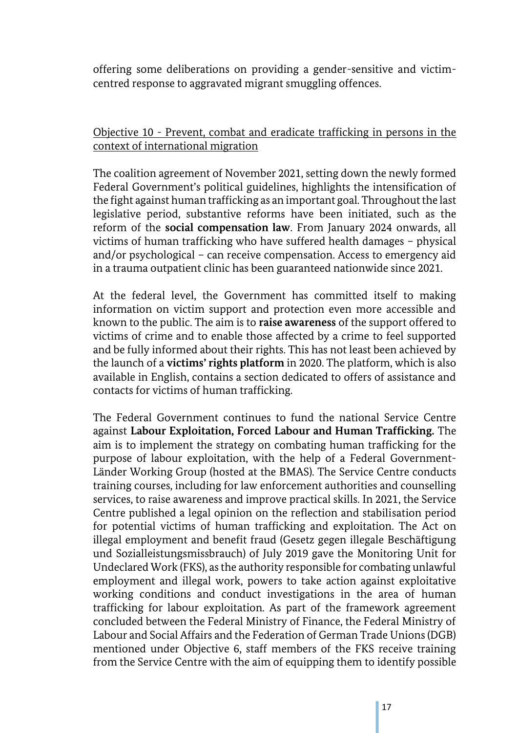offering some deliberations on providing a gender-sensitive and victim-centred response to aggravated migrant smuggling offences.

Objective 10 - Prevent, combat and eradicate trafficking in persons in the context of international migration

The coalition agreement of November 2021, setting down the newly formed Federal Government's political guidelines, highlights the intensification of the fight against human trafficking as an important goal. Throughout the last legislative period, substantive reforms have been initiated, such as the reform of the **social compensation law**. From January 2024 onwards, all victims of human trafficking who have suffered health damages – physical and/or psychological – can receive compensation. Access to emergency aid in a trauma outpatient clinic has been guaranteed nationwide since 2021.

At the federal level, the Government has committed itself to making information on victim support and protection even more accessible and known to the public. The aim is to **raise awareness** of the support offered to victims of crime and to enable those affected by a crime to feel supported and be fully informed about their rights. This has not least been achieved by the launch of a **victims' rights platform** in 2020. The platform, which is also available in English, contains a section dedicated to offers of assistance and contacts for victims of human trafficking.

The Federal Government continues to fund the national Service Centre against **Labour Exploitation, Forced Labour and Human Trafficking.** The aim is to implement the strategy on combating human trafficking for the purpose of labour exploitation, with the help of a Federal Government-Länder Working Group (hosted at the BMAS). The Service Centre conducts training courses, including for law enforcement authorities and counselling services, to raise awareness and improve practical skills. In 2021, the Service Centre published a legal opinion on the reflection and stabilisation period for potential victims of human trafficking and exploitation. The Act on illegal employment and benefit fraud (Gesetz gegen illegale Beschäftigung und Sozialleistungsmissbrauch) of July 2019 gave the Monitoring Unit for Undeclared Work (FKS), as the authority responsible for combating unlawful employment and illegal work, powers to take action against exploitative working conditions and conduct investigations in the area of human trafficking for labour exploitation. As part of the framework agreement concluded between the Federal Ministry of Finance, the Federal Ministry of Labour and Social Affairs and the Federation of German Trade Unions (DGB) mentioned under Objective 6, staff members of the FKS receive training from the Service Centre with the aim of equipping them to identify possible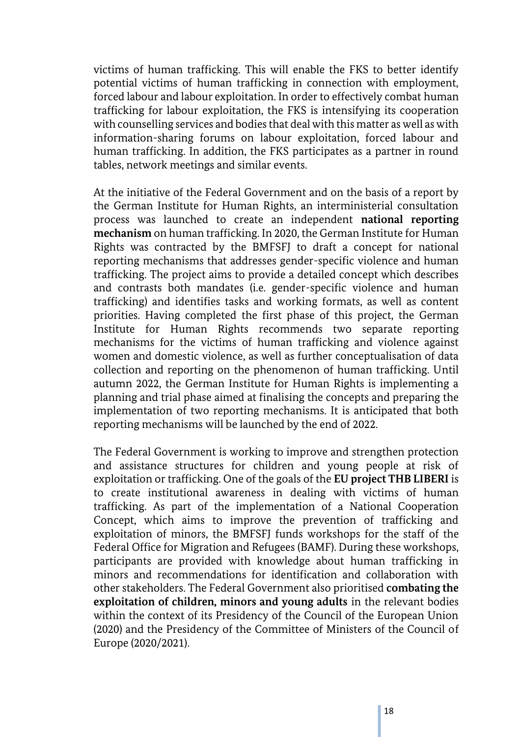victims of human trafficking. This will enable the FKS to better identify potential victims of human trafficking in connection with employment, forced labour and labour exploitation. In order to effectively combat human trafficking for labour exploitation, the FKS is intensifying its cooperation with counselling services and bodies that deal with this matter as well as with information-sharing forums on labour exploitation, forced labour and human trafficking. In addition, the FKS participates as a partner in round tables, network meetings and similar events.

At the initiative of the Federal Government and on the basis of a report by the German Institute for Human Rights, an interministerial consultation process was launched to create an independent **national reporting mechanism** on human trafficking. In 2020, the German Institute for Human Rights was contracted by the BMFSFJ to draft a concept for national reporting mechanisms that addresses gender-specific violence and human trafficking. The project aims to provide a detailed concept which describes and contrasts both mandates (i.e. gender-specific violence and human trafficking) and identifies tasks and working formats, as well as content priorities. Having completed the first phase of this project, the German Institute for Human Rights recommends two separate reporting mechanisms for the victims of human trafficking and violence against women and domestic violence, as well as further conceptualisation of data collection and reporting on the phenomenon of human trafficking. Until autumn 2022, the German Institute for Human Rights is implementing a planning and trial phase aimed at finalising the concepts and preparing the implementation of two reporting mechanisms. It is anticipated that both reporting mechanisms will be launched by the end of 2022.

The Federal Government is working to improve and strengthen protection and assistance structures for children and young people at risk of exploitation or trafficking. One of the goals of the **EU project THB LIBERI** is to create institutional awareness in dealing with victims of human trafficking. As part of the implementation of a National Cooperation Concept, which aims to improve the prevention of trafficking and exploitation of minors, the BMFSFJ funds workshops for the staff of the Federal Office for Migration and Refugees (BAMF). During these workshops, participants are provided with knowledge about human trafficking in minors and recommendations for identification and collaboration with other stakeholders. The Federal Government also prioritised **combating the exploitation of children, minors and young adults** in the relevant bodies within the context of its Presidency of the Council of the European Union (2020) and the Presidency of the Committee of Ministers of the Council of Europe (2020/2021).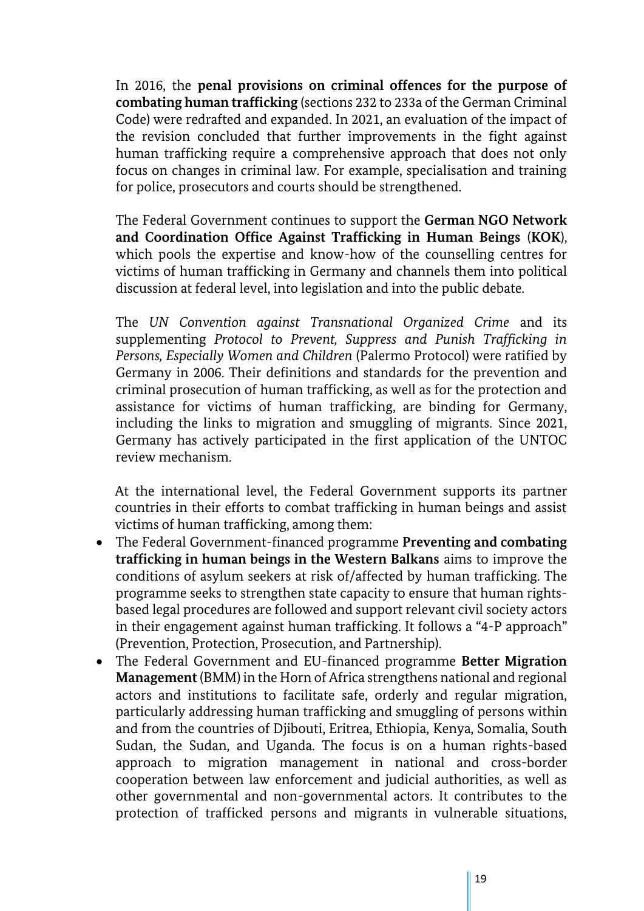In 2016, the **penal provisions on criminal offences for the purpose of combating human trafficking** (sections 232 to 233a of the German Criminal Code) were redrafted and expanded. In 2021, an evaluation of the impact of the revision concluded that further improvements in the fight against human trafficking require a comprehensive approach that does not only focus on changes in criminal law. For example, specialisation and training for police, prosecutors and courts should be strengthened.

The Federal Government continues to support the **German NGO Network and Coordination Office Against Trafficking in Human Beings** (**KOK**), which pools the expertise and know-how of the counselling centres for victims of human trafficking in Germany and channels them into political discussion at federal level, into legislation and into the public debate.

The *UN Convention against Transnational Organized Crime* and its supplementing *Protocol to Prevent, Suppress and Punish Trafficking in Persons, Especially Women and Children* (Palermo Protocol) were ratified by Germany in 2006. Their definitions and standards for the prevention and criminal prosecution of human trafficking, as well as for the protection and assistance for victims of human trafficking, are binding for Germany, including the links to migration and smuggling of migrants. Since 2021, Germany has actively participated in the first application of the UNTOC review mechanism.

At the international level, the Federal Government supports its partner countries in their efforts to combat trafficking in human beings and assist victims of human trafficking, among them:

- The Federal Government-financed programme **Preventing and combating trafficking in human beings in the Western Balkans** aims to improve the conditions of asylum seekers at risk of/affected by human trafficking. The programme seeks to strengthen state capacity to ensure that human rights-based legal procedures are followed and support relevant civil society actors in their engagement against human trafficking. It follows a "4-P approach" (Prevention, Protection, Prosecution, and Partnership).
- The Federal Government and EU-financed programme **Better Migration Management** (BMM) in the Horn of Africa strengthens national and regional actors and institutions to facilitate safe, orderly and regular migration, particularly addressing human trafficking and smuggling of persons within and from the countries of Djibouti, Eritrea, Ethiopia, Kenya, Somalia, South Sudan, the Sudan, and Uganda. The focus is on a human rights-based approach to migration management in national and cross-border cooperation between law enforcement and judicial authorities, as well as other governmental and non-governmental actors. It contributes to the protection of trafficked persons and migrants in vulnerable situations,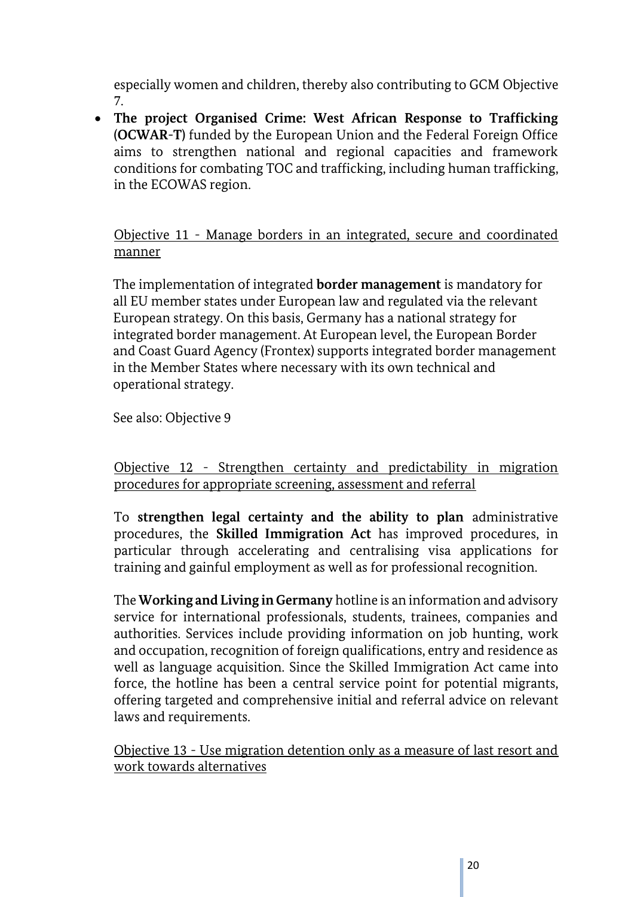especially women and children, thereby also contributing to GCM Objective 7.

- **The project Organised Crime: West African Response to Trafficking (OCWAR-T)** funded by the European Union and the Federal Foreign Office aims to strengthen national and regional capacities and framework conditions for combating TOC and trafficking, including human trafficking, in the ECOWAS region.

Objective 11 - Manage borders in an integrated, secure and coordinated manner

The implementation of integrated **border management** is mandatory for all EU member states under European law and regulated via the relevant European strategy. On this basis, Germany has a national strategy for integrated border management. At European level, the European Border and Coast Guard Agency (Frontex) supports integrated border management in the Member States where necessary with its own technical and operational strategy.

See also: Objective 9

Objective 12 - Strengthen certainty and predictability in migration procedures for appropriate screening, assessment and referral

To **strengthen legal certainty and the ability to plan** administrative procedures, the **Skilled Immigration Act** has improved procedures, in particular through accelerating and centralising visa applications for training and gainful employment as well as for professional recognition.

The **Working and Living in Germany** hotline is an information and advisory service for international professionals, students, trainees, companies and authorities. Services include providing information on job hunting, work and occupation, recognition of foreign qualifications, entry and residence as well as language acquisition. Since the Skilled Immigration Act came into force, the hotline has been a central service point for potential migrants, offering targeted and comprehensive initial and referral advice on relevant laws and requirements.

Objective 13 - Use migration detention only as a measure of last resort and work towards alternatives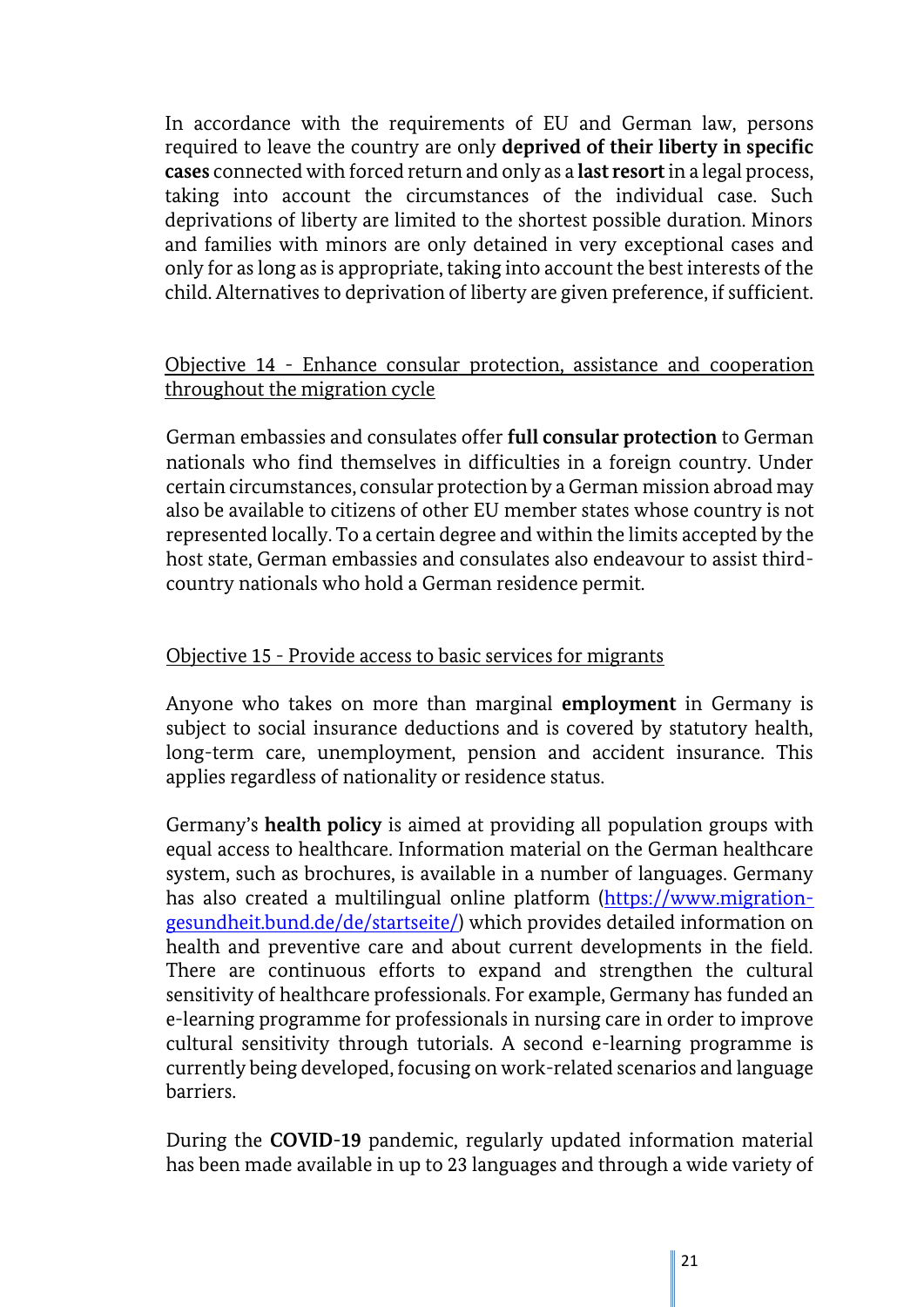In accordance with the requirements of EU and German law, persons required to leave the country are only **deprived of their liberty in specific cases** connected with forced return and only as a **last resort** in a legal process, taking into account the circumstances of the individual case. Such deprivations of liberty are limited to the shortest possible duration. Minors and families with minors are only detained in very exceptional cases and only for as long as is appropriate, taking into account the best interests of the child. Alternatives to deprivation of liberty are given preference, if sufficient.

## Objective 14 - Enhance consular protection, assistance and cooperation throughout the migration cycle

German embassies and consulates offer **full consular protection** to German nationals who find themselves in difficulties in a foreign country. Under certain circumstances, consular protection by a German mission abroad may also be available to citizens of other EU member states whose country is not represented locally. To a certain degree and within the limits accepted by the host state, German embassies and consulates also endeavour to assist third-country nationals who hold a German residence permit.

## Objective 15 - Provide access to basic services for migrants

Anyone who takes on more than marginal **employment** in Germany is subject to social insurance deductions and is covered by statutory health, long-term care, unemployment, pension and accident insurance. This applies regardless of nationality or residence status.

Germany's **health policy** is aimed at providing all population groups with equal access to healthcare. Information material on the German healthcare system, such as brochures, is available in a number of languages. Germany has also created a multilingual online platform (https://www.migration-gesundheit.bund.de/de/startseite/) which provides detailed information on health and preventive care and about current developments in the field. There are continuous efforts to expand and strengthen the cultural sensitivity of healthcare professionals. For example, Germany has funded an e-learning programme for professionals in nursing care in order to improve cultural sensitivity through tutorials. A second e-learning programme is currently being developed, focusing on work-related scenarios and language barriers.

During the **COVID-19** pandemic, regularly updated information material has been made available in up to 23 languages and through a wide variety of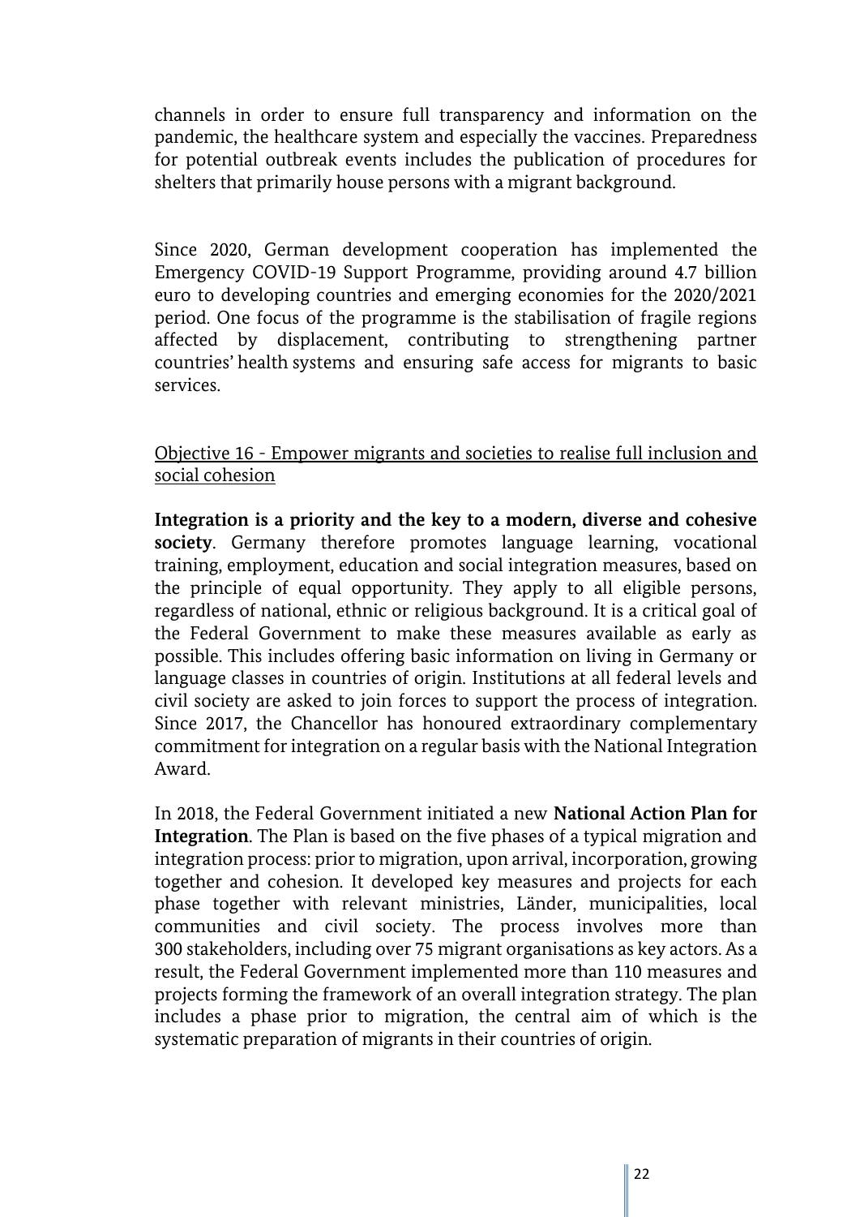channels in order to ensure full transparency and information on the pandemic, the healthcare system and especially the vaccines. Preparedness for potential outbreak events includes the publication of procedures for shelters that primarily house persons with a migrant background.

Since 2020, German development cooperation has implemented the Emergency COVID-19 Support Programme, providing around 4.7 billion euro to developing countries and emerging economies for the 2020/2021 period. One focus of the programme is the stabilisation of fragile regions affected by displacement, contributing to strengthening partner countries' health systems and ensuring safe access for migrants to basic services.

<u>Objective 16 - Empower migrants and societies to realise full inclusion and social cohesion</u>

**Integration is a priority and the key to a modern, diverse and cohesive society**. Germany therefore promotes language learning, vocational training, employment, education and social integration measures, based on the principle of equal opportunity. They apply to all eligible persons, regardless of national, ethnic or religious background. It is a critical goal of the Federal Government to make these measures available as early as possible. This includes offering basic information on living in Germany or language classes in countries of origin. Institutions at all federal levels and civil society are asked to join forces to support the process of integration. Since 2017, the Chancellor has honoured extraordinary complementary commitment for integration on a regular basis with the National Integration Award.

In 2018, the Federal Government initiated a new **National Action Plan for Integration**. The Plan is based on the five phases of a typical migration and integration process: prior to migration, upon arrival, incorporation, growing together and cohesion. It developed key measures and projects for each phase together with relevant ministries, Länder, municipalities, local communities and civil society. The process involves more than 300 stakeholders, including over 75 migrant organisations as key actors. As a result, the Federal Government implemented more than 110 measures and projects forming the framework of an overall integration strategy. The plan includes a phase prior to migration, the central aim of which is the systematic preparation of migrants in their countries of origin.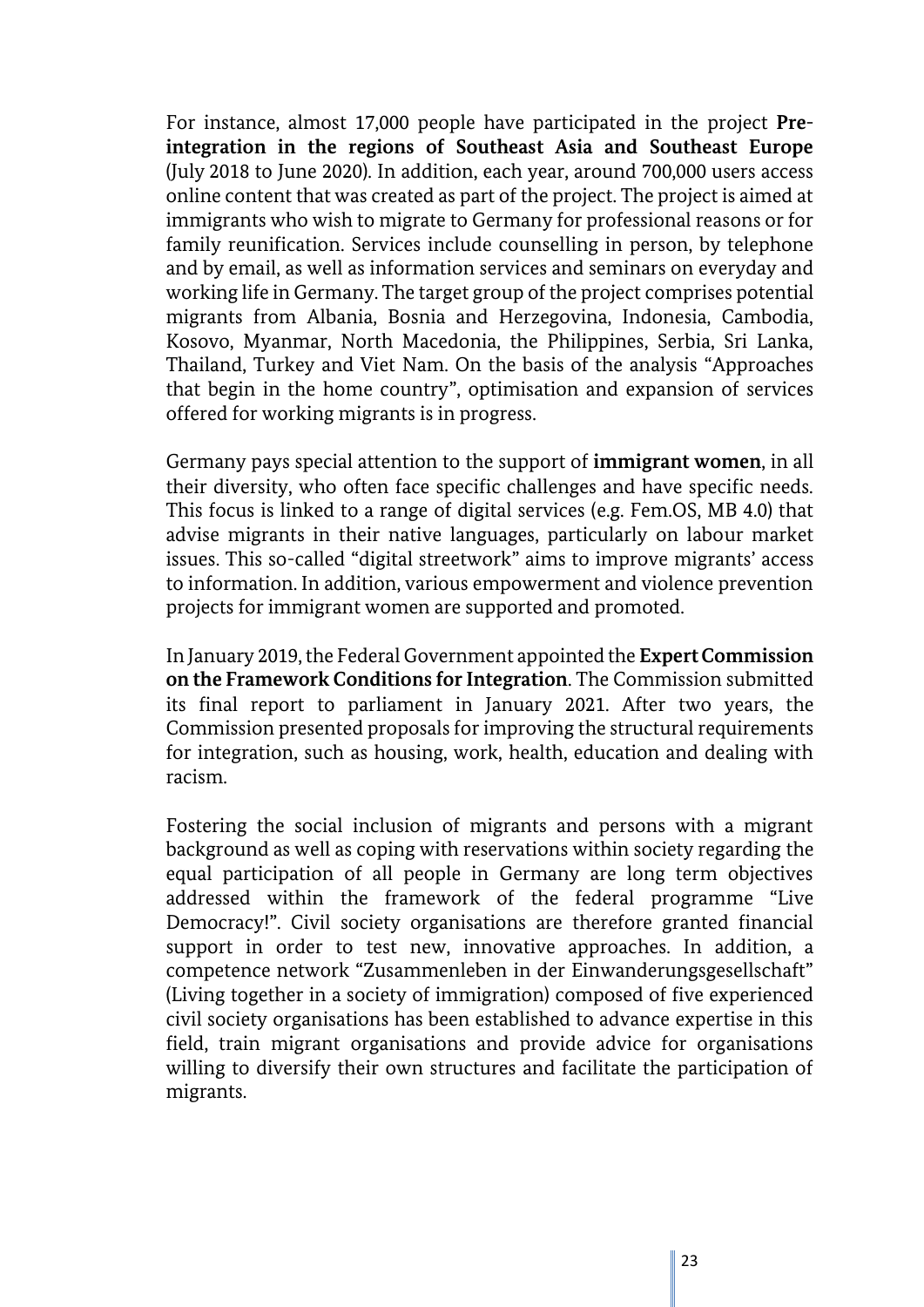For instance, almost 17,000 people have participated in the project **Pre-integration in the regions of Southeast Asia and Southeast Europe** (July 2018 to June 2020). In addition, each year, around 700,000 users access online content that was created as part of the project. The project is aimed at immigrants who wish to migrate to Germany for professional reasons or for family reunification. Services include counselling in person, by telephone and by email, as well as information services and seminars on everyday and working life in Germany. The target group of the project comprises potential migrants from Albania, Bosnia and Herzegovina, Indonesia, Cambodia, Kosovo, Myanmar, North Macedonia, the Philippines, Serbia, Sri Lanka, Thailand, Turkey and Viet Nam. On the basis of the analysis "Approaches that begin in the home country", optimisation and expansion of services offered for working migrants is in progress.

Germany pays special attention to the support of **immigrant women**, in all their diversity, who often face specific challenges and have specific needs. This focus is linked to a range of digital services (e.g. Fem.OS, MB 4.0) that advise migrants in their native languages, particularly on labour market issues. This so-called "digital streetwork" aims to improve migrants' access to information. In addition, various empowerment and violence prevention projects for immigrant women are supported and promoted.

In January 2019, the Federal Government appointed the **Expert Commission on the Framework Conditions for Integration**. The Commission submitted its final report to parliament in January 2021. After two years, the Commission presented proposals for improving the structural requirements for integration, such as housing, work, health, education and dealing with racism.

Fostering the social inclusion of migrants and persons with a migrant background as well as coping with reservations within society regarding the equal participation of all people in Germany are long term objectives addressed within the framework of the federal programme "Live Democracy!". Civil society organisations are therefore granted financial support in order to test new, innovative approaches. In addition, a competence network "Zusammenleben in der Einwanderungsgesellschaft" (Living together in a society of immigration) composed of five experienced civil society organisations has been established to advance expertise in this field, train migrant organisations and provide advice for organisations willing to diversify their own structures and facilitate the participation of migrants.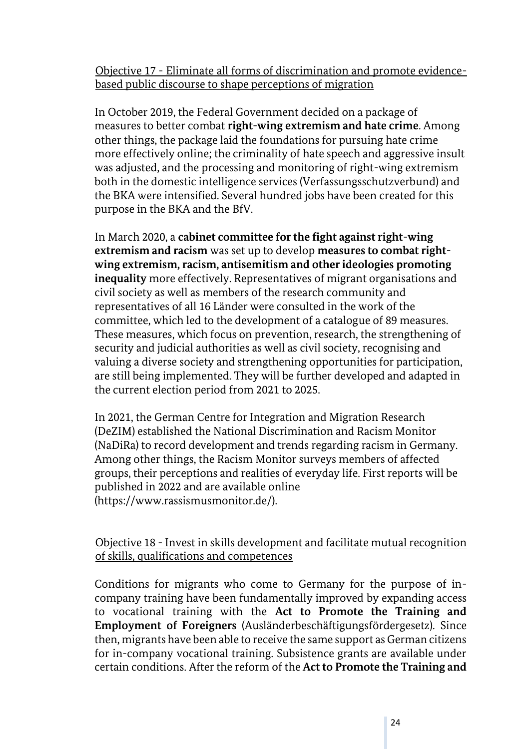Objective 17 - Eliminate all forms of discrimination and promote evidence-based public discourse to shape perceptions of migration

In October 2019, the Federal Government decided on a package of measures to better combat **right-wing extremism and hate crime**. Among other things, the package laid the foundations for pursuing hate crime more effectively online; the criminality of hate speech and aggressive insult was adjusted, and the processing and monitoring of right-wing extremism both in the domestic intelligence services (Verfassungsschutzverbund) and the BKA were intensified. Several hundred jobs have been created for this purpose in the BKA and the BfV.

In March 2020, a **cabinet committee for the fight against right-wing extremism and racism** was set up to develop **measures to combat right-wing extremism, racism, antisemitism and other ideologies promoting inequality** more effectively. Representatives of migrant organisations and civil society as well as members of the research community and representatives of all 16 Länder were consulted in the work of the committee, which led to the development of a catalogue of 89 measures. These measures, which focus on prevention, research, the strengthening of security and judicial authorities as well as civil society, recognising and valuing a diverse society and strengthening opportunities for participation, are still being implemented. They will be further developed and adapted in the current election period from 2021 to 2025.

In 2021, the German Centre for Integration and Migration Research (DeZIM) established the National Discrimination and Racism Monitor (NaDiRa) to record development and trends regarding racism in Germany. Among other things, the Racism Monitor surveys members of affected groups, their perceptions and realities of everyday life. First reports will be published in 2022 and are available online (https://www.rassismusmonitor.de/).

Objective 18 - Invest in skills development and facilitate mutual recognition of skills, qualifications and competences

Conditions for migrants who come to Germany for the purpose of in-company training have been fundamentally improved by expanding access to vocational training with the **Act to Promote the Training and Employment of Foreigners** (Ausländerbeschäftigungsfördergesetz). Since then, migrants have been able to receive the same support as German citizens for in-company vocational training. Subsistence grants are available under certain conditions. After the reform of the **Act to Promote the Training and**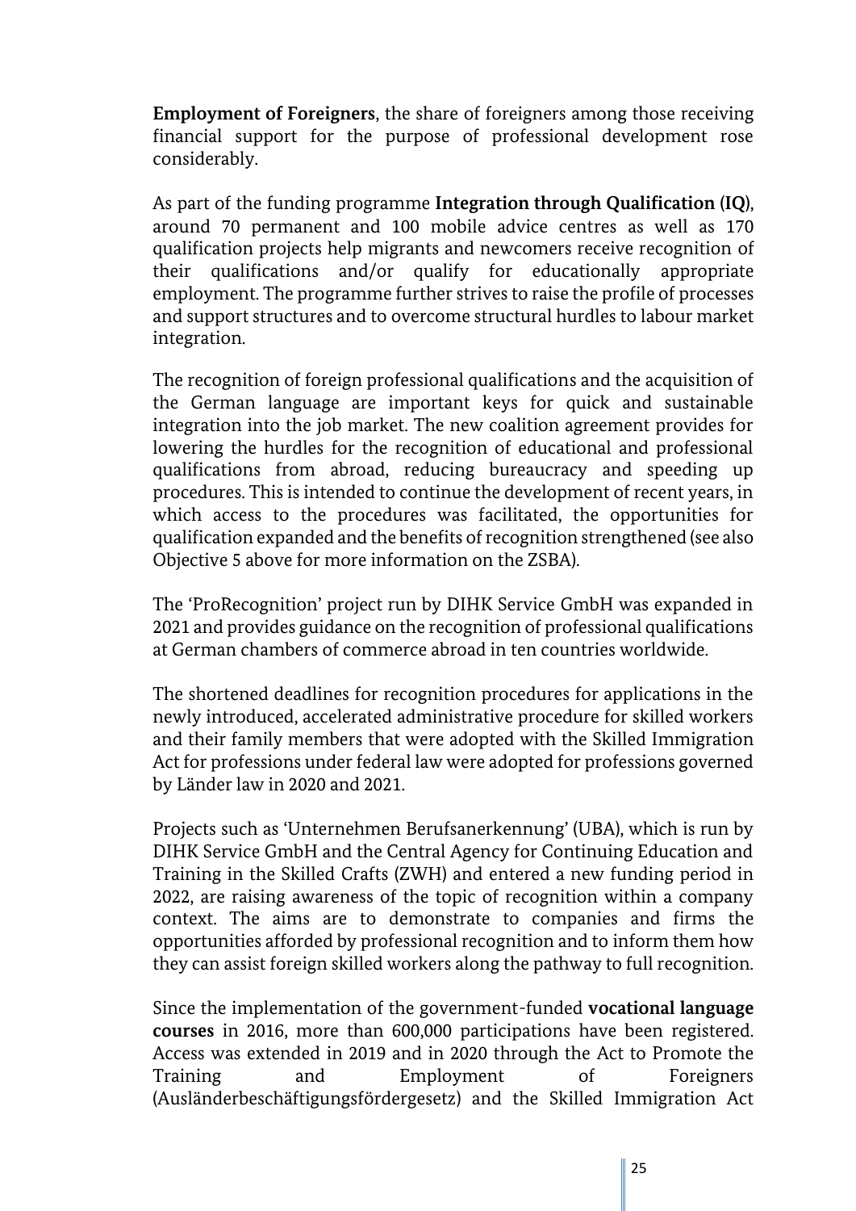**Employment of Foreigners**, the share of foreigners among those receiving financial support for the purpose of professional development rose considerably.

As part of the funding programme **Integration through Qualification (IQ)**, around 70 permanent and 100 mobile advice centres as well as 170 qualification projects help migrants and newcomers receive recognition of their qualifications and/or qualify for educationally appropriate employment. The programme further strives to raise the profile of processes and support structures and to overcome structural hurdles to labour market integration.

The recognition of foreign professional qualifications and the acquisition of the German language are important keys for quick and sustainable integration into the job market. The new coalition agreement provides for lowering the hurdles for the recognition of educational and professional qualifications from abroad, reducing bureaucracy and speeding up procedures. This is intended to continue the development of recent years, in which access to the procedures was facilitated, the opportunities for qualification expanded and the benefits of recognition strengthened (see also Objective 5 above for more information on the ZSBA).

The 'ProRecognition' project run by DIHK Service GmbH was expanded in 2021 and provides guidance on the recognition of professional qualifications at German chambers of commerce abroad in ten countries worldwide.

The shortened deadlines for recognition procedures for applications in the newly introduced, accelerated administrative procedure for skilled workers and their family members that were adopted with the Skilled Immigration Act for professions under federal law were adopted for professions governed by Länder law in 2020 and 2021.

Projects such as 'Unternehmen Berufsanerkennung' (UBA), which is run by DIHK Service GmbH and the Central Agency for Continuing Education and Training in the Skilled Crafts (ZWH) and entered a new funding period in 2022, are raising awareness of the topic of recognition within a company context. The aims are to demonstrate to companies and firms the opportunities afforded by professional recognition and to inform them how they can assist foreign skilled workers along the pathway to full recognition.

Since the implementation of the government-funded **vocational language courses** in 2016, more than 600,000 participations have been registered. Access was extended in 2019 and in 2020 through the Act to Promote the Training and Employment of Foreigners (Ausländerbeschäftigungsfördergesetz) and the Skilled Immigration Act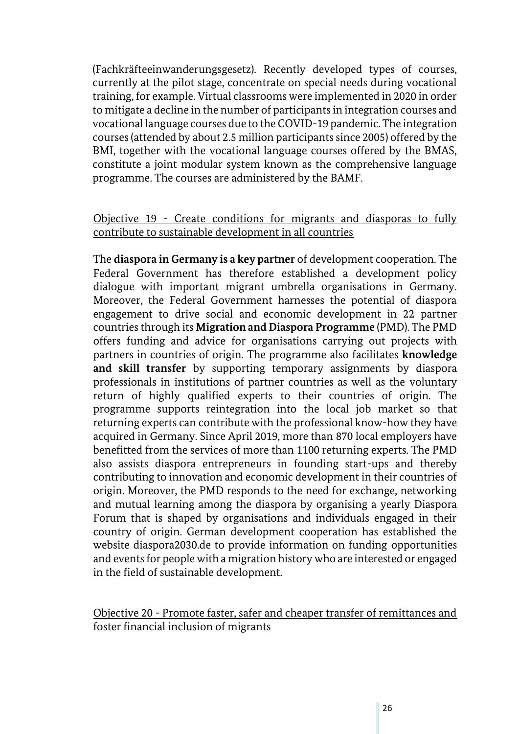(Fachkräfteeinwanderungsgesetz). Recently developed types of courses, currently at the pilot stage, concentrate on special needs during vocational training, for example. Virtual classrooms were implemented in 2020 in order to mitigate a decline in the number of participants in integration courses and vocational language courses due to the COVID-19 pandemic. The integration courses (attended by about 2.5 million participants since 2005) offered by the BMI, together with the vocational language courses offered by the BMAS, constitute a joint modular system known as the comprehensive language programme. The courses are administered by the BAMF.

Objective 19 - Create conditions for migrants and diasporas to fully contribute to sustainable development in all countries

The **diaspora in Germany is a key partner** of development cooperation. The Federal Government has therefore established a development policy dialogue with important migrant umbrella organisations in Germany. Moreover, the Federal Government harnesses the potential of diaspora engagement to drive social and economic development in 22 partner countries through its **Migration and Diaspora Programme** (PMD). The PMD offers funding and advice for organisations carrying out projects with partners in countries of origin. The programme also facilitates **knowledge and skill transfer** by supporting temporary assignments by diaspora professionals in institutions of partner countries as well as the voluntary return of highly qualified experts to their countries of origin. The programme supports reintegration into the local job market so that returning experts can contribute with the professional know-how they have acquired in Germany. Since April 2019, more than 870 local employers have benefitted from the services of more than 1100 returning experts. The PMD also assists diaspora entrepreneurs in founding start-ups and thereby contributing to innovation and economic development in their countries of origin. Moreover, the PMD responds to the need for exchange, networking and mutual learning among the diaspora by organising a yearly Diaspora Forum that is shaped by organisations and individuals engaged in their country of origin. German development cooperation has established the website diaspora2030.de to provide information on funding opportunities and events for people with a migration history who are interested or engaged in the field of sustainable development.

Objective 20 - Promote faster, safer and cheaper transfer of remittances and foster financial inclusion of migrants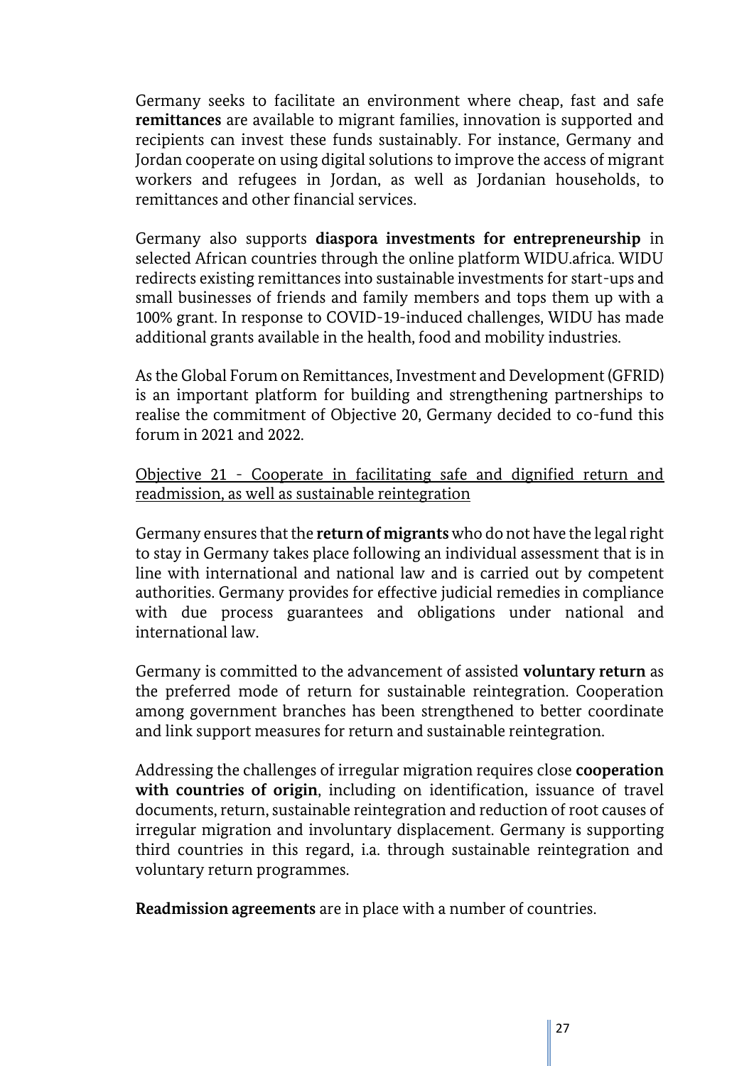Germany seeks to facilitate an environment where cheap, fast and safe **remittances** are available to migrant families, innovation is supported and recipients can invest these funds sustainably. For instance, Germany and Jordan cooperate on using digital solutions to improve the access of migrant workers and refugees in Jordan, as well as Jordanian households, to remittances and other financial services.

Germany also supports **diaspora investments for entrepreneurship** in selected African countries through the online platform WIDU.africa. WIDU redirects existing remittances into sustainable investments for start-ups and small businesses of friends and family members and tops them up with a 100% grant. In response to COVID-19-induced challenges, WIDU has made additional grants available in the health, food and mobility industries.

As the Global Forum on Remittances, Investment and Development (GFRID) is an important platform for building and strengthening partnerships to realise the commitment of Objective 20, Germany decided to co-fund this forum in 2021 and 2022.

<u>Objective 21 - Cooperate in facilitating safe and dignified return and readmission, as well as sustainable reintegration</u>

Germany ensures that the **return of migrants** who do not have the legal right to stay in Germany takes place following an individual assessment that is in line with international and national law and is carried out by competent authorities. Germany provides for effective judicial remedies in compliance with due process guarantees and obligations under national and international law.

Germany is committed to the advancement of assisted **voluntary return** as the preferred mode of return for sustainable reintegration. Cooperation among government branches has been strengthened to better coordinate and link support measures for return and sustainable reintegration.

Addressing the challenges of irregular migration requires close **cooperation with countries of origin**, including on identification, issuance of travel documents, return, sustainable reintegration and reduction of root causes of irregular migration and involuntary displacement. Germany is supporting third countries in this regard, i.a. through sustainable reintegration and voluntary return programmes.

**Readmission agreements** are in place with a number of countries.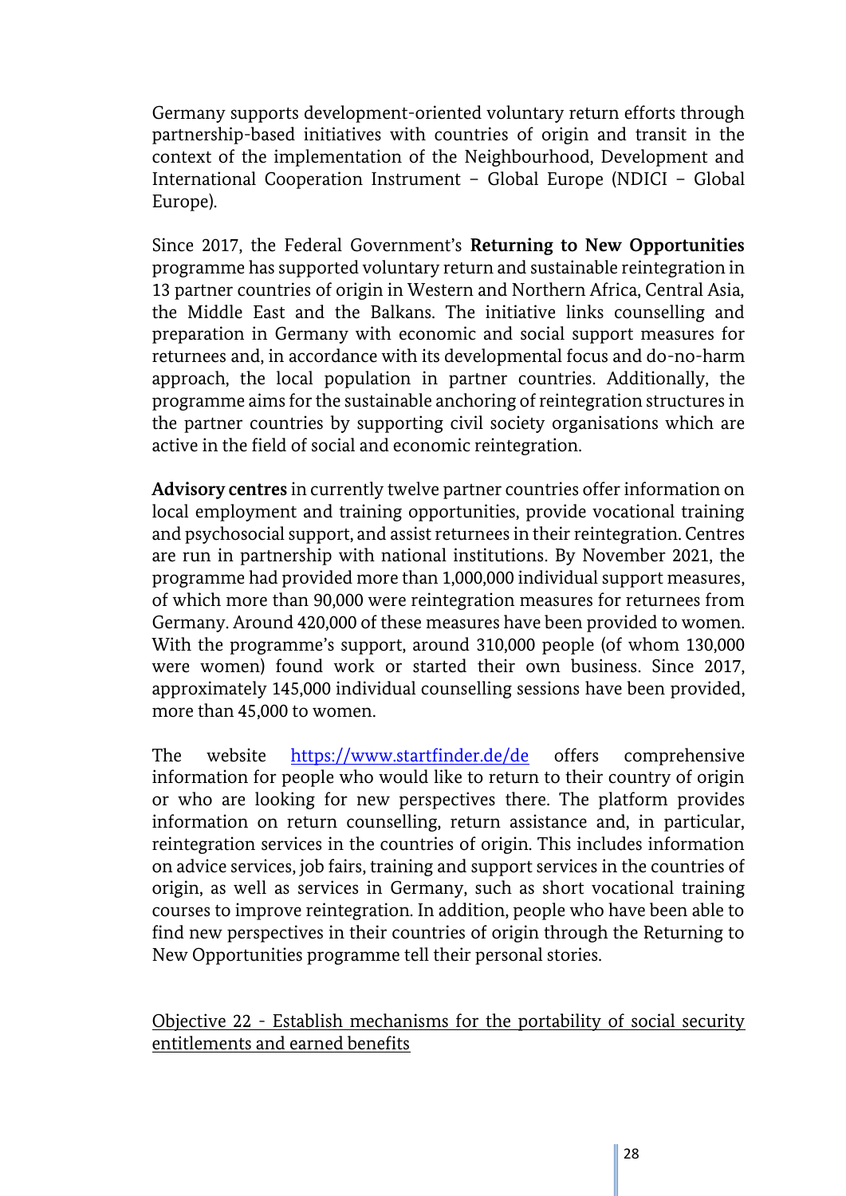Germany supports development-oriented voluntary return efforts through partnership-based initiatives with countries of origin and transit in the context of the implementation of the Neighbourhood, Development and International Cooperation Instrument – Global Europe (NDICI – Global Europe).

Since 2017, the Federal Government's **Returning to New Opportunities** programme has supported voluntary return and sustainable reintegration in 13 partner countries of origin in Western and Northern Africa, Central Asia, the Middle East and the Balkans. The initiative links counselling and preparation in Germany with economic and social support measures for returnees and, in accordance with its developmental focus and do-no-harm approach, the local population in partner countries. Additionally, the programme aims for the sustainable anchoring of reintegration structures in the partner countries by supporting civil society organisations which are active in the field of social and economic reintegration.

**Advisory centres** in currently twelve partner countries offer information on local employment and training opportunities, provide vocational training and psychosocial support, and assist returnees in their reintegration. Centres are run in partnership with national institutions. By November 2021, the programme had provided more than 1,000,000 individual support measures, of which more than 90,000 were reintegration measures for returnees from Germany. Around 420,000 of these measures have been provided to women. With the programme's support, around 310,000 people (of whom 130,000 were women) found work or started their own business. Since 2017, approximately 145,000 individual counselling sessions have been provided, more than 45,000 to women.

The website [https://www.startfinder.de/de](https://www.startfinder.de/de) offers comprehensive information for people who would like to return to their country of origin or who are looking for new perspectives there. The platform provides information on return counselling, return assistance and, in particular, reintegration services in the countries of origin. This includes information on advice services, job fairs, training and support services in the countries of origin, as well as services in Germany, such as short vocational training courses to improve reintegration. In addition, people who have been able to find new perspectives in their countries of origin through the Returning to New Opportunities programme tell their personal stories.

<u>Objective 22 - Establish mechanisms for the portability of social security entitlements and earned benefits</u>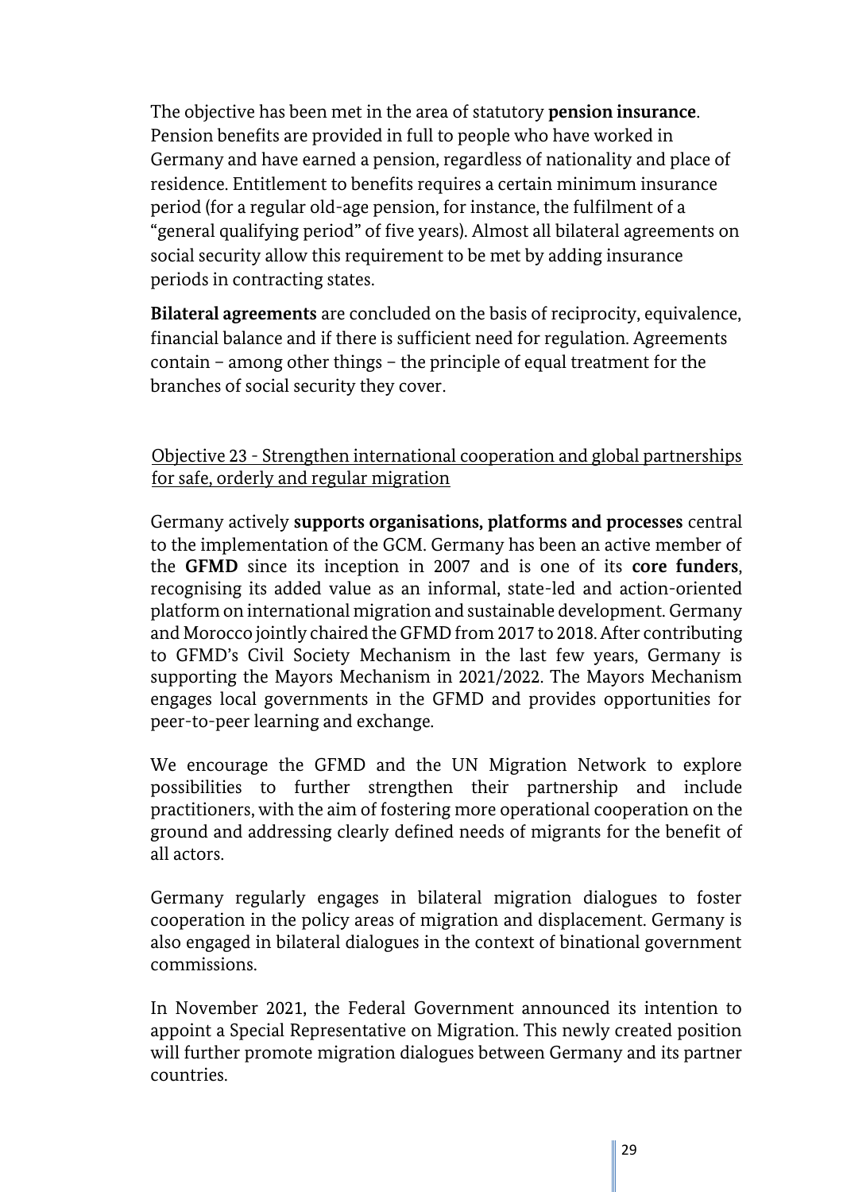The objective has been met in the area of statutory **pension insurance**. Pension benefits are provided in full to people who have worked in Germany and have earned a pension, regardless of nationality and place of residence. Entitlement to benefits requires a certain minimum insurance period (for a regular old-age pension, for instance, the fulfilment of a "general qualifying period" of five years). Almost all bilateral agreements on social security allow this requirement to be met by adding insurance periods in contracting states.

**Bilateral agreements** are concluded on the basis of reciprocity, equivalence, financial balance and if there is sufficient need for regulation. Agreements contain – among other things – the principle of equal treatment for the branches of social security they cover.

<u>Objective 23 - Strengthen international cooperation and global partnerships for safe, orderly and regular migration</u>

Germany actively **supports organisations, platforms and processes** central to the implementation of the GCM. Germany has been an active member of the **GFMD** since its inception in 2007 and is one of its **core funders**, recognising its added value as an informal, state-led and action-oriented platform on international migration and sustainable development. Germany and Morocco jointly chaired the GFMD from 2017 to 2018. After contributing to GFMD's Civil Society Mechanism in the last few years, Germany is supporting the Mayors Mechanism in 2021/2022. The Mayors Mechanism engages local governments in the GFMD and provides opportunities for peer-to-peer learning and exchange.

We encourage the GFMD and the UN Migration Network to explore possibilities to further strengthen their partnership and include practitioners, with the aim of fostering more operational cooperation on the ground and addressing clearly defined needs of migrants for the benefit of all actors.

Germany regularly engages in bilateral migration dialogues to foster cooperation in the policy areas of migration and displacement. Germany is also engaged in bilateral dialogues in the context of binational government commissions.

In November 2021, the Federal Government announced its intention to appoint a Special Representative on Migration. This newly created position will further promote migration dialogues between Germany and its partner countries.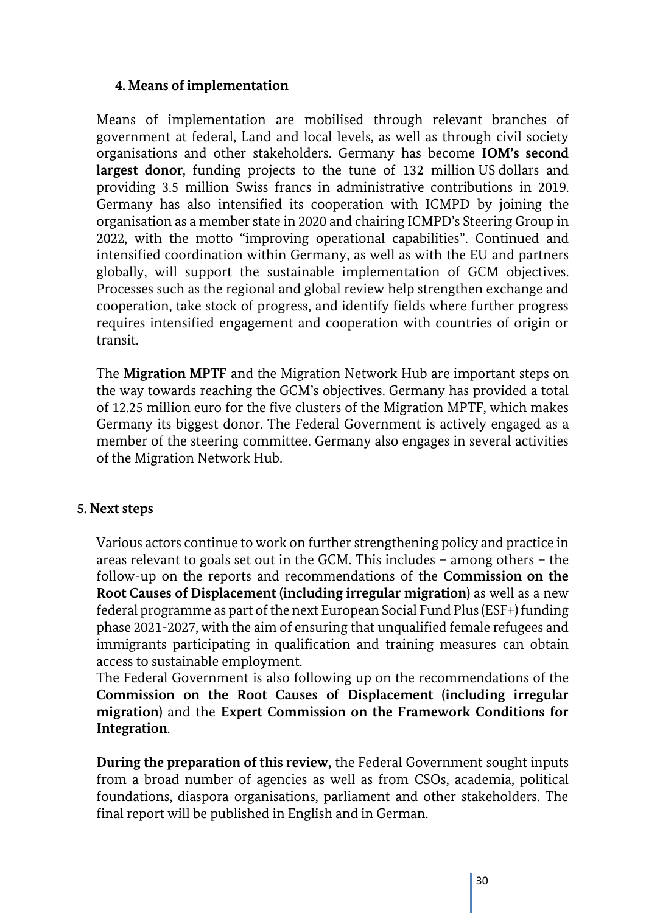### 4. Means of implementation

Means of implementation are mobilised through relevant branches of government at federal, Land and local levels, as well as through civil society organisations and other stakeholders. Germany has become **IOM's second largest donor**, funding projects to the tune of 132 million US dollars and providing 3.5 million Swiss francs in administrative contributions in 2019. Germany has also intensified its cooperation with ICMPD by joining the organisation as a member state in 2020 and chairing ICMPD's Steering Group in 2022, with the motto "improving operational capabilities". Continued and intensified coordination within Germany, as well as with the EU and partners globally, will support the sustainable implementation of GCM objectives. Processes such as the regional and global review help strengthen exchange and cooperation, take stock of progress, and identify fields where further progress requires intensified engagement and cooperation with countries of origin or transit.

The **Migration MPTF** and the Migration Network Hub are important steps on the way towards reaching the GCM's objectives. Germany has provided a total of 12.25 million euro for the five clusters of the Migration MPTF, which makes Germany its biggest donor. The Federal Government is actively engaged as a member of the steering committee. Germany also engages in several activities of the Migration Network Hub.

### 5. Next steps

Various actors continue to work on further strengthening policy and practice in areas relevant to goals set out in the GCM. This includes – among others – the follow-up on the reports and recommendations of the **Commission on the Root Causes of Displacement (including irregular migration)** as well as a new federal programme as part of the next European Social Fund Plus (ESF+) funding phase 2021-2027, with the aim of ensuring that unqualified female refugees and immigrants participating in qualification and training measures can obtain access to sustainable employment.
The Federal Government is also following up on the recommendations of the **Commission on the Root Causes of Displacement (including irregular migration)** and the **Expert Commission on the Framework Conditions for Integration**.

**During the preparation of this review,** the Federal Government sought inputs from a broad number of agencies as well as from CSOs, academia, political foundations, diaspora organisations, parliament and other stakeholders. The final report will be published in English and in German.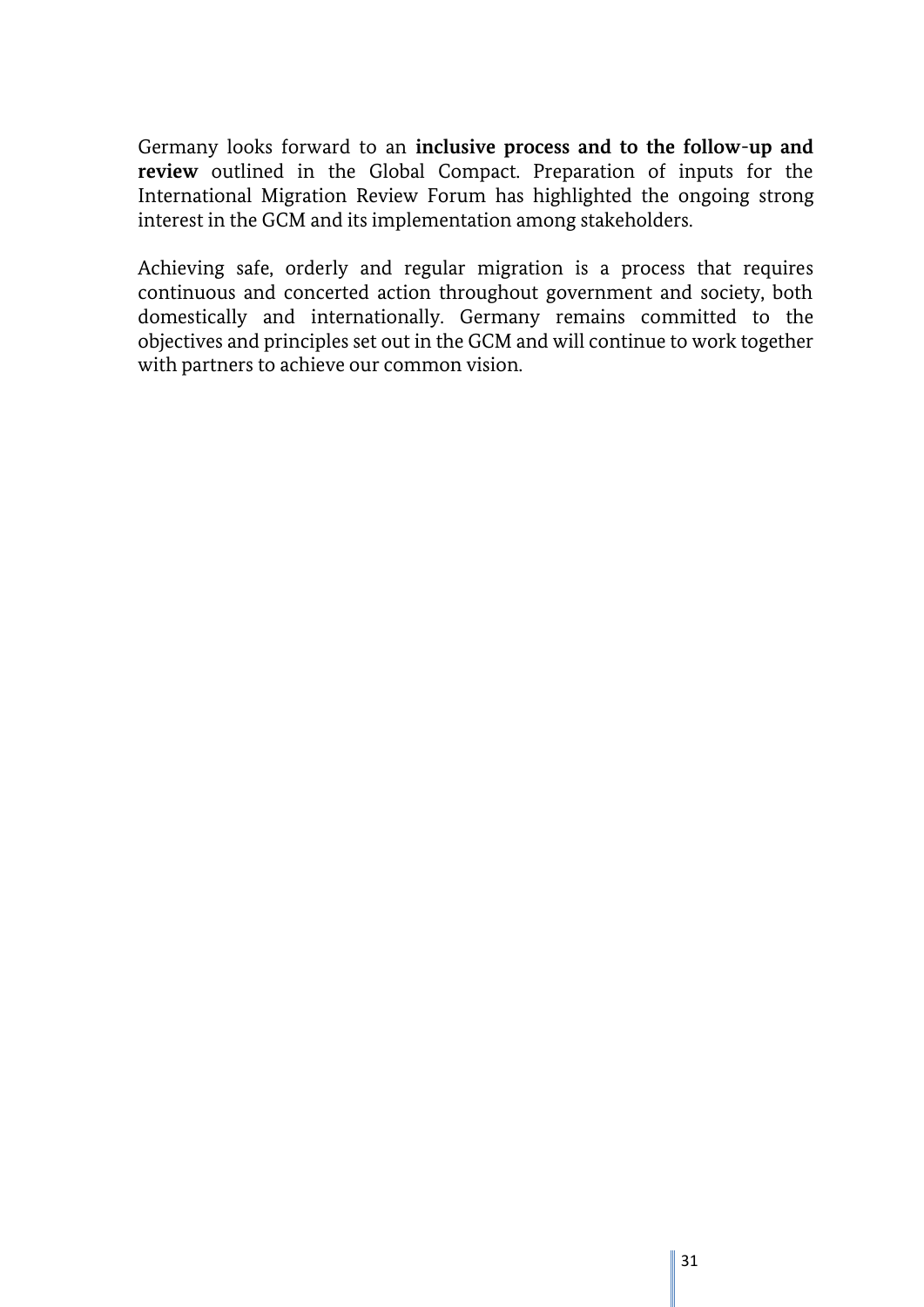Germany looks forward to an **inclusive process and to the follow-up and review** outlined in the Global Compact. Preparation of inputs for the International Migration Review Forum has highlighted the ongoing strong interest in the GCM and its implementation among stakeholders.

Achieving safe, orderly and regular migration is a process that requires continuous and concerted action throughout government and society, both domestically and internationally. Germany remains committed to the objectives and principles set out in the GCM and will continue to work together with partners to achieve our common vision.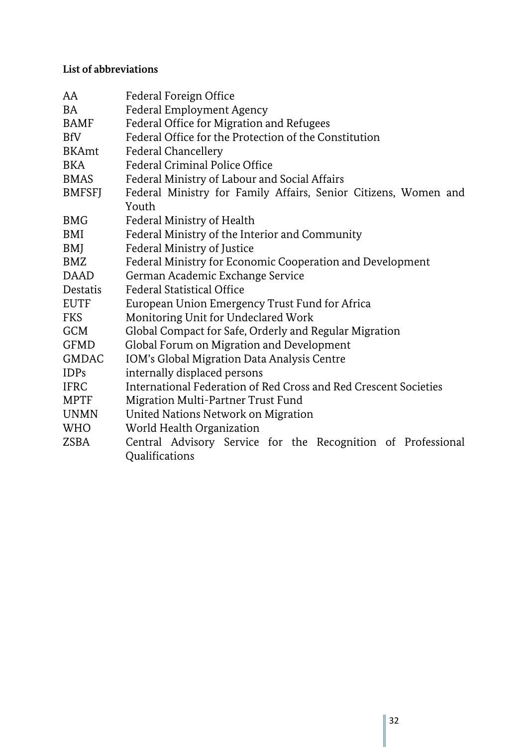**List of abbreviations**

| | |
|---|---|
| AA | Federal Foreign Office |
| BA | Federal Employment Agency |
| BAMF | Federal Office for Migration and Refugees |
| BfV | Federal Office for the Protection of the Constitution |
| BKAmt | Federal Chancellery |
| BKA | Federal Criminal Police Office |
| BMAS | Federal Ministry of Labour and Social Affairs |
| BMFSFJ | Federal Ministry for Family Affairs, Senior Citizens, Women and Youth |
| BMG | Federal Ministry of Health |
| BMI | Federal Ministry of the Interior and Community |
| BMJ | Federal Ministry of Justice |
| BMZ | Federal Ministry for Economic Cooperation and Development |
| DAAD | German Academic Exchange Service |
| Destatis | Federal Statistical Office |
| EUTF | European Union Emergency Trust Fund for Africa |
| FKS | Monitoring Unit for Undeclared Work |
| GCM | Global Compact for Safe, Orderly and Regular Migration |
| GFMD | Global Forum on Migration and Development |
| GMDAC | IOM's Global Migration Data Analysis Centre |
| IDPs | internally displaced persons |
| IFRC | International Federation of Red Cross and Red Crescent Societies |
| MPTF | Migration Multi-Partner Trust Fund |
| UNMN | United Nations Network on Migration |
| WHO | World Health Organization |
| ZSBA | Central Advisory Service for the Recognition of Professional Qualifications |